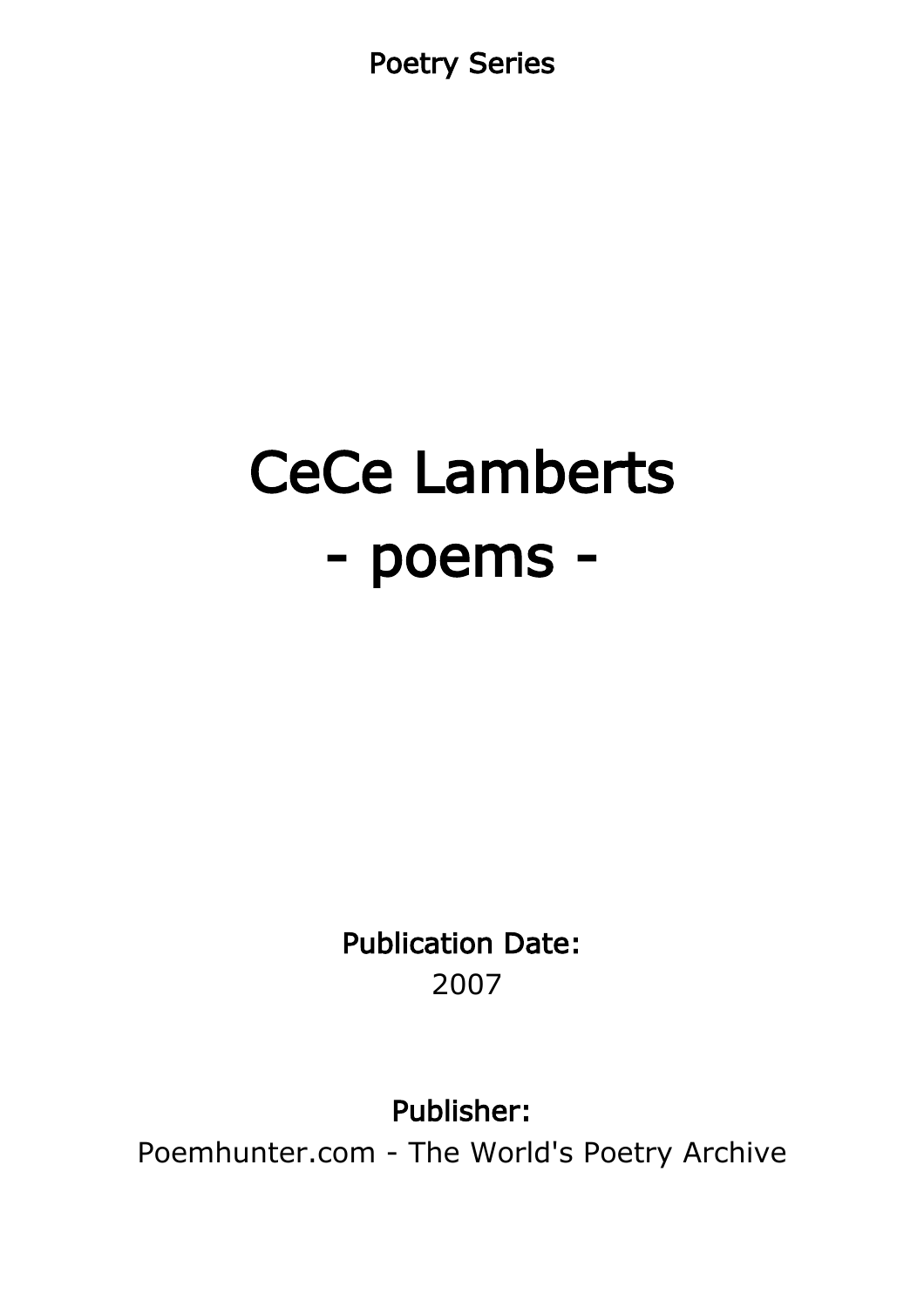Poetry Series

# CeCe Lamberts
# - poems -

**Publication Date:**
2007

**Publisher:**
Poemhunter.com - The World's Poetry Archive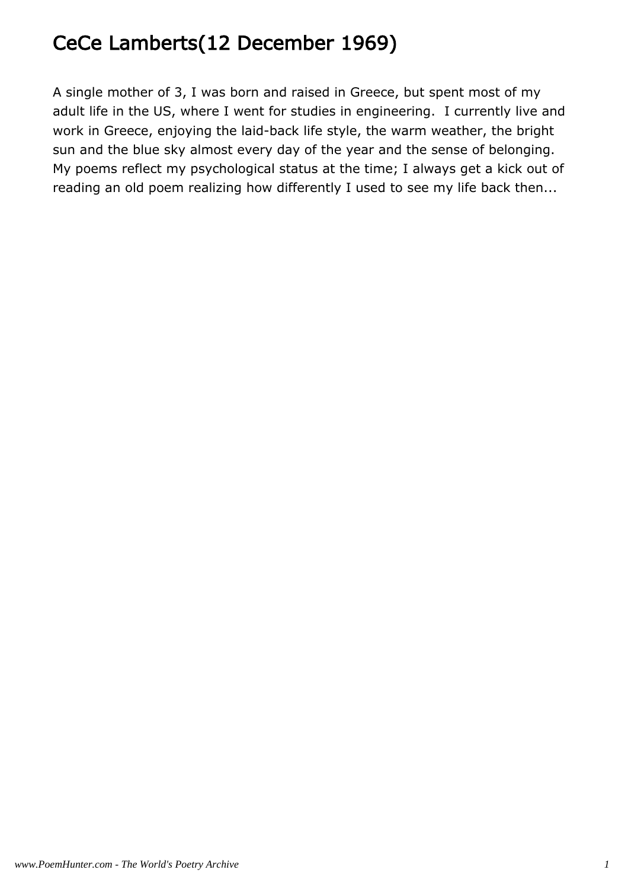# CeCe Lamberts(12 December 1969)

A single mother of 3, I was born and raised in Greece, but spent most of my adult life in the US, where I went for studies in engineering. I currently live and work in Greece, enjoying the laid-back life style, the warm weather, the bright sun and the blue sky almost every day of the year and the sense of belonging. My poems reflect my psychological status at the time; I always get a kick out of reading an old poem realizing how differently I used to see my life back then...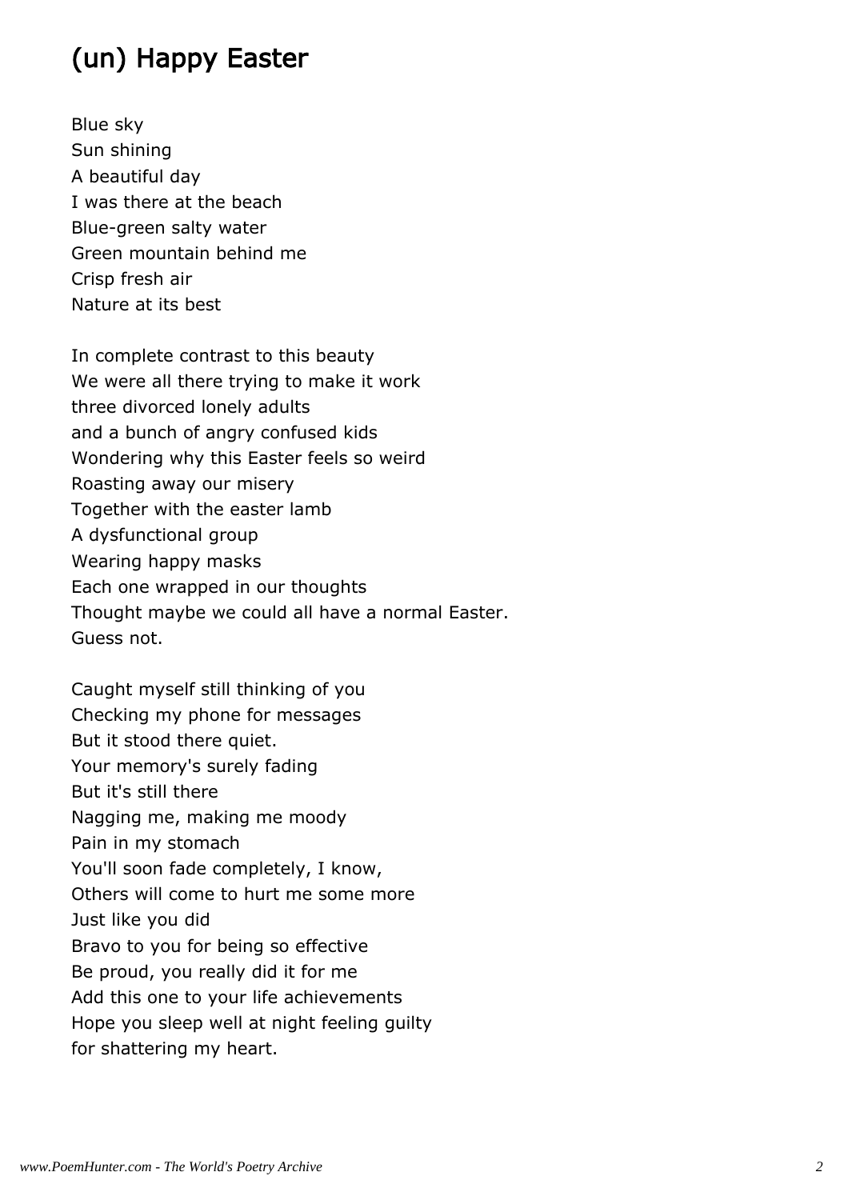# (un) Happy Easter

Blue sky  
Sun shining  
A beautiful day  
I was there at the beach  
Blue-green salty water  
Green mountain behind me  
Crisp fresh air  
Nature at its best

In complete contrast to this beauty  
We were all there trying to make it work  
three divorced lonely adults  
and a bunch of angry confused kids  
Wondering why this Easter feels so weird  
Roasting away our misery  
Together with the easter lamb  
A dysfunctional group  
Wearing happy masks  
Each one wrapped in our thoughts  
Thought maybe we could all have a normal Easter.  
Guess not.

Caught myself still thinking of you  
Checking my phone for messages  
But it stood there quiet.  
Your memory's surely fading  
But it's still there  
Nagging me, making me moody  
Pain in my stomach  
You'll soon fade completely, I know,  
Others will come to hurt me some more  
Just like you did  
Bravo to you for being so effective  
Be proud, you really did it for me  
Add this one to your life achievements  
Hope you sleep well at night feeling guilty  
for shattering my heart.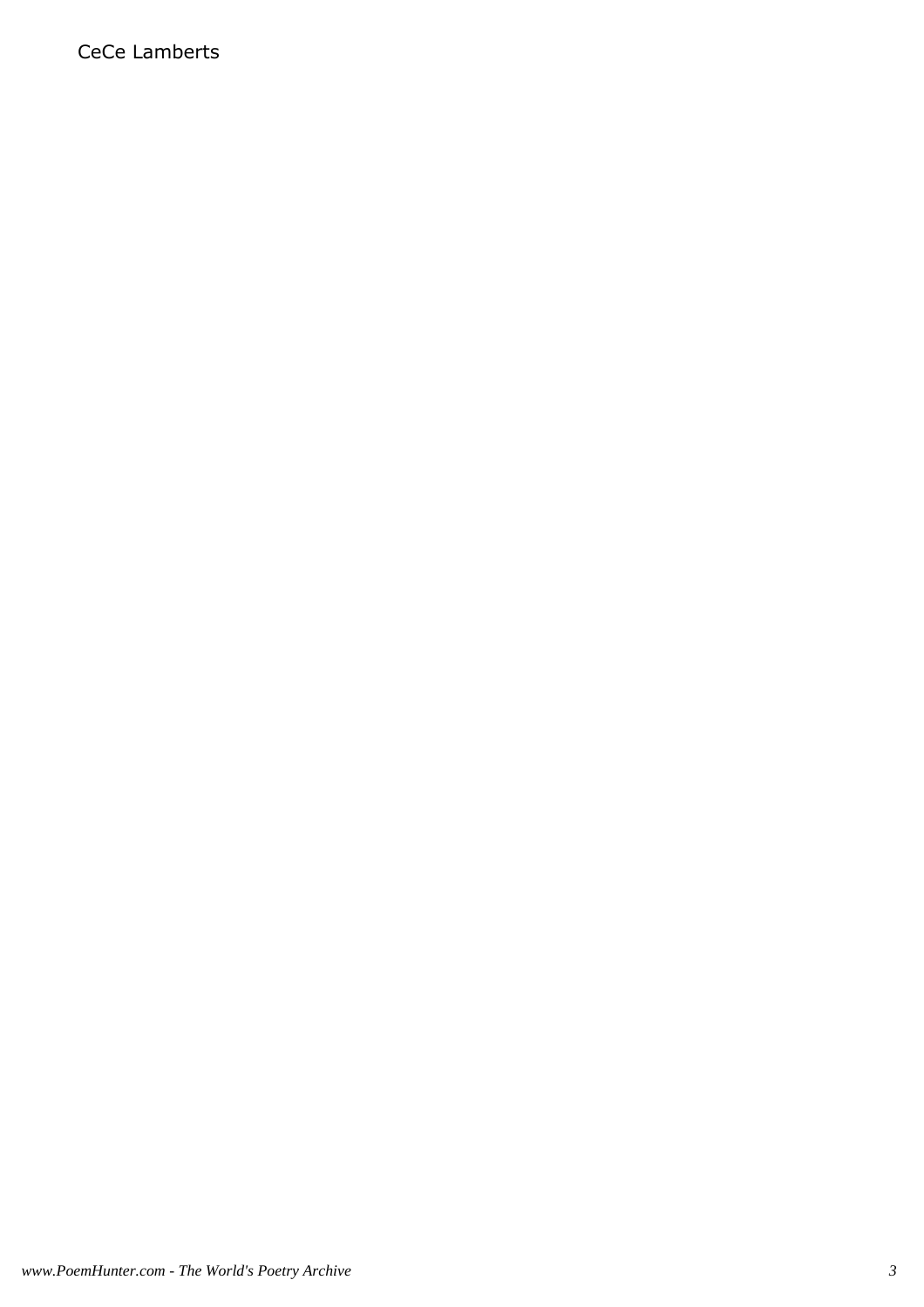CeCe Lamberts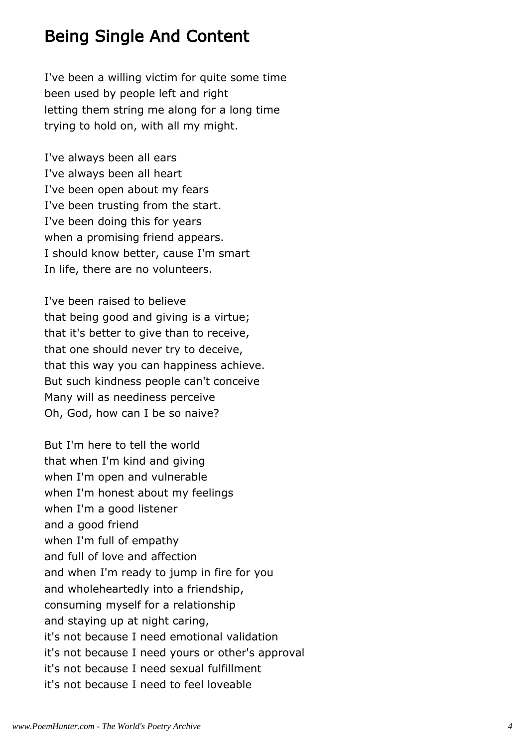## Being Single And Content

I've been a willing victim for quite some time  
been used by people left and right  
letting them string me along for a long time  
trying to hold on, with all my might.

I've always been all ears  
I've always been all heart  
I've been open about my fears  
I've been trusting from the start.  
I've been doing this for years  
when a promising friend appears.  
I should know better, cause I'm smart  
In life, there are no volunteers.

I've been raised to believe  
that being good and giving is a virtue;  
that it's better to give than to receive,  
that one should never try to deceive,  
that this way you can happiness achieve.  
But such kindness people can't conceive  
Many will as neediness perceive  
Oh, God, how can I be so naive?

But I'm here to tell the world  
that when I'm kind and giving  
when I'm open and vulnerable  
when I'm honest about my feelings  
when I'm a good listener  
and a good friend  
when I'm full of empathy  
and full of love and affection  
and when I'm ready to jump in fire for you  
and wholeheartedly into a friendship,  
consuming myself for a relationship  
and staying up at night caring,  
it's not because I need emotional validation  
it's not because I need yours or other's approval  
it's not because I need sexual fulfillment  
it's not because I need to feel loveable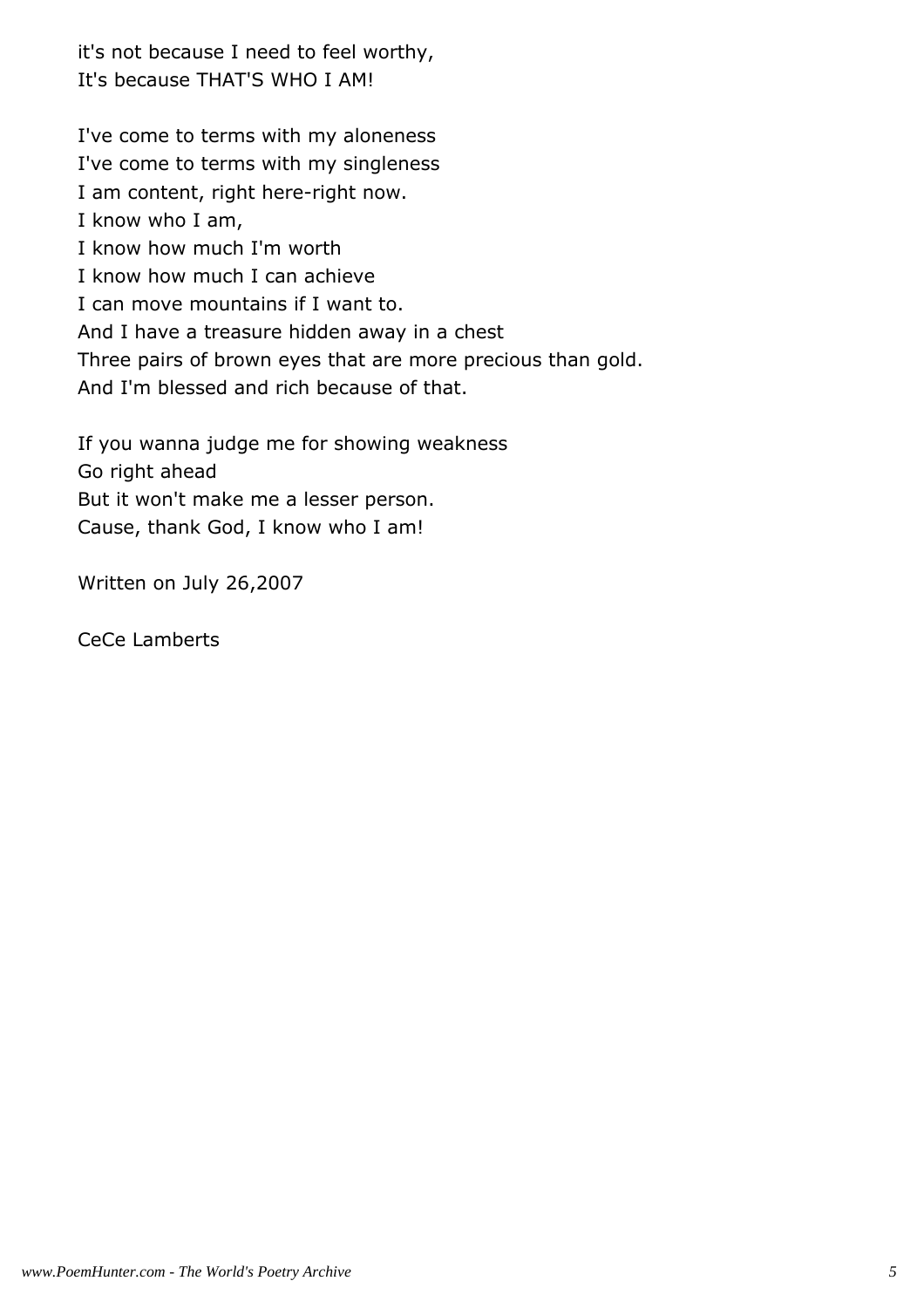it's not because I need to feel worthy,
It's because THAT'S WHO I AM!

I've come to terms with my aloneness
I've come to terms with my singleness
I am content, right here-right now.
I know who I am,
I know how much I'm worth
I know how much I can achieve
I can move mountains if I want to.
And I have a treasure hidden away in a chest
Three pairs of brown eyes that are more precious than gold.
And I'm blessed and rich because of that.

If you wanna judge me for showing weakness
Go right ahead
But it won't make me a lesser person.
Cause, thank God, I know who I am!

Written on July 26,2007

CeCe Lamberts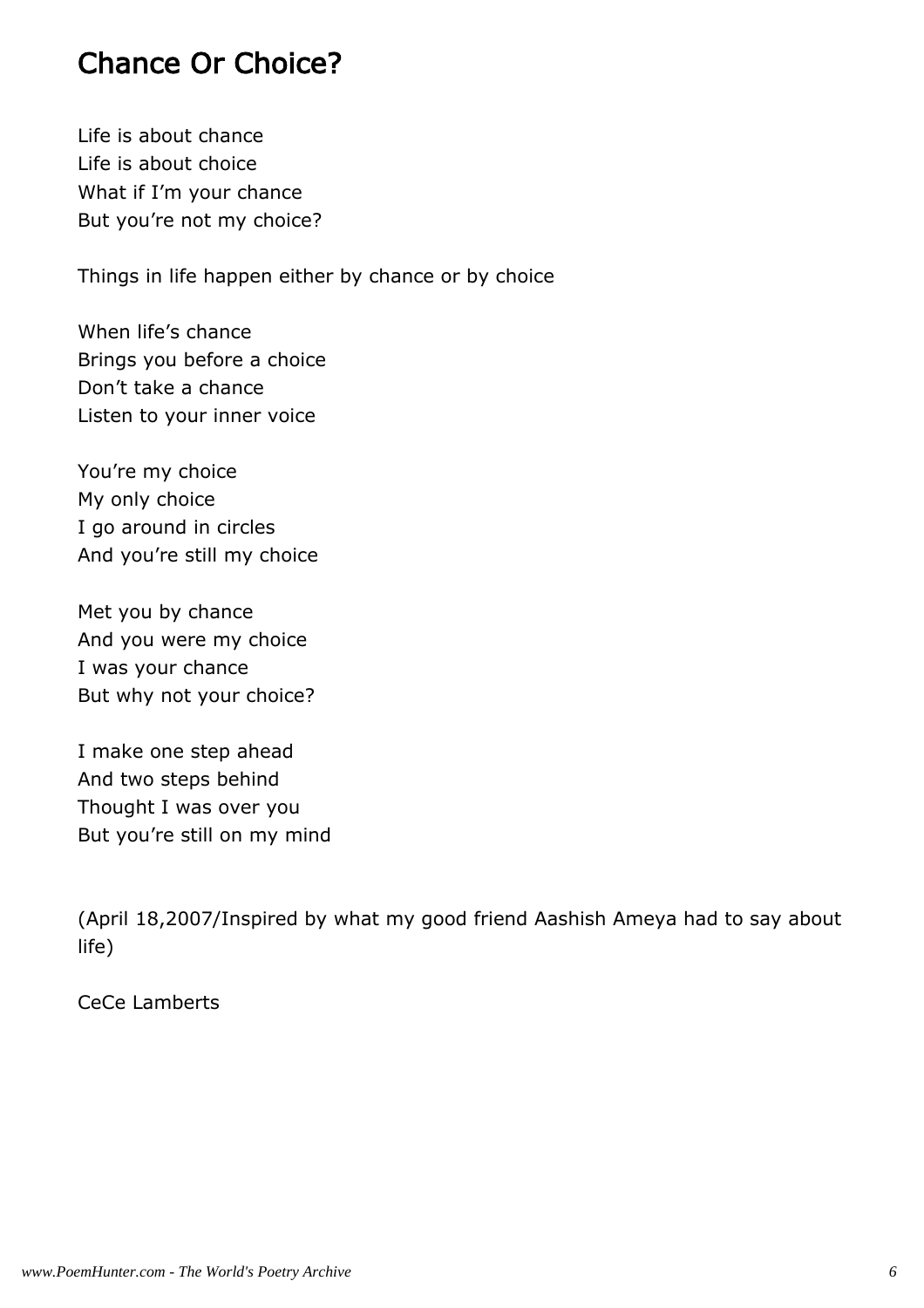# Chance Or Choice?

Life is about chance  
Life is about choice  
What if I'm your chance  
But you're not my choice?

Things in life happen either by chance or by choice

When life's chance  
Brings you before a choice  
Don't take a chance  
Listen to your inner voice

You're my choice  
My only choice  
I go around in circles  
And you're still my choice

Met you by chance  
And you were my choice  
I was your chance  
But why not your choice?

I make one step ahead  
And two steps behind  
Thought I was over you  
But you're still on my mind

(April 18,2007/Inspired by what my good friend Aashish Ameya had to say about life)

CeCe Lamberts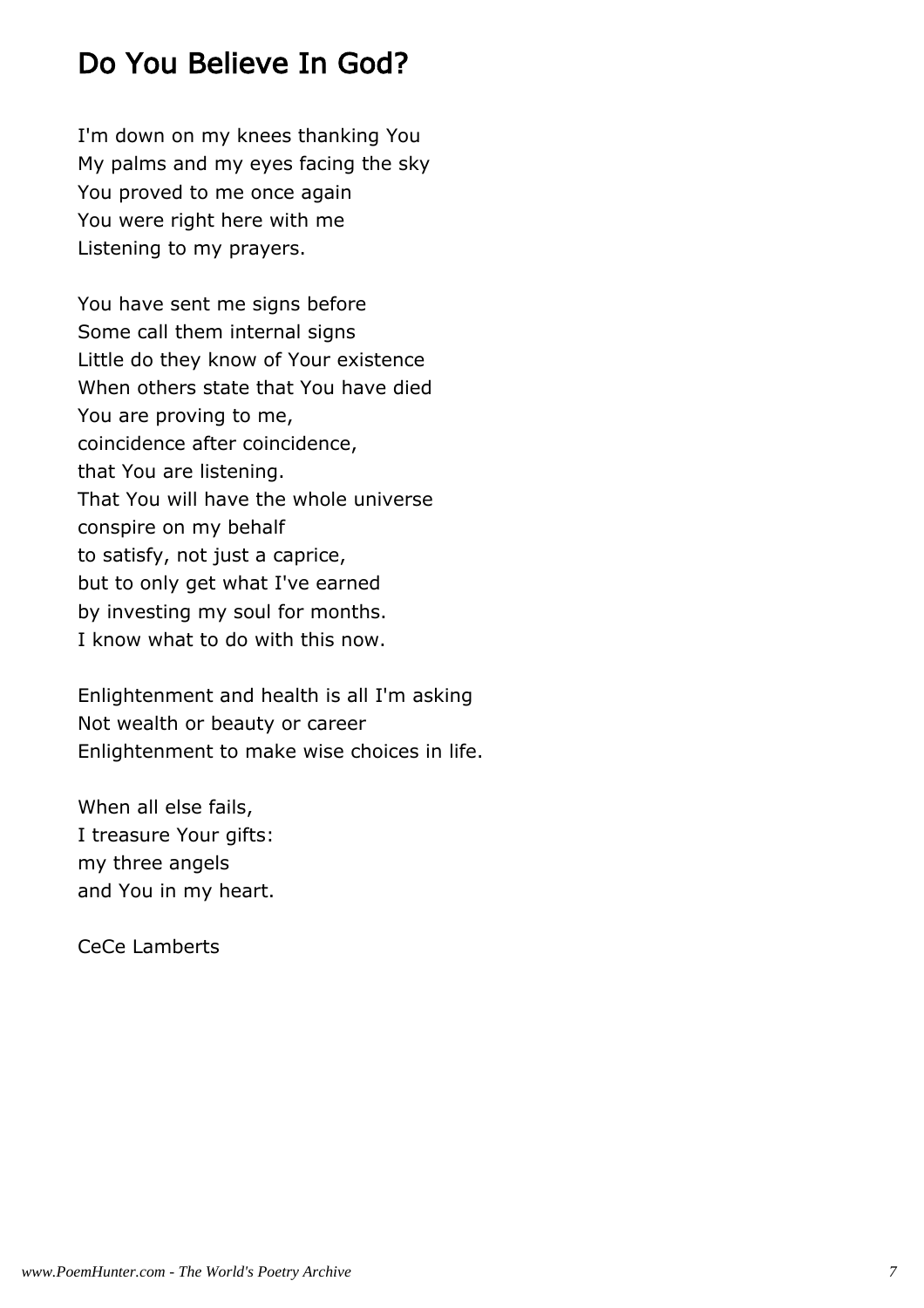## Do You Believe In God?

I'm down on my knees thanking You
My palms and my eyes facing the sky
You proved to me once again
You were right here with me
Listening to my prayers.

You have sent me signs before
Some call them internal signs
Little do they know of Your existence
When others state that You have died
You are proving to me,
coincidence after coincidence,
that You are listening.
That You will have the whole universe
conspire on my behalf
to satisfy, not just a caprice,
but to only get what I've earned
by investing my soul for months.
I know what to do with this now.

Enlightenment and health is all I'm asking
Not wealth or beauty or career
Enlightenment to make wise choices in life.

When all else fails,
I treasure Your gifts:
my three angels
and You in my heart.

CeCe Lamberts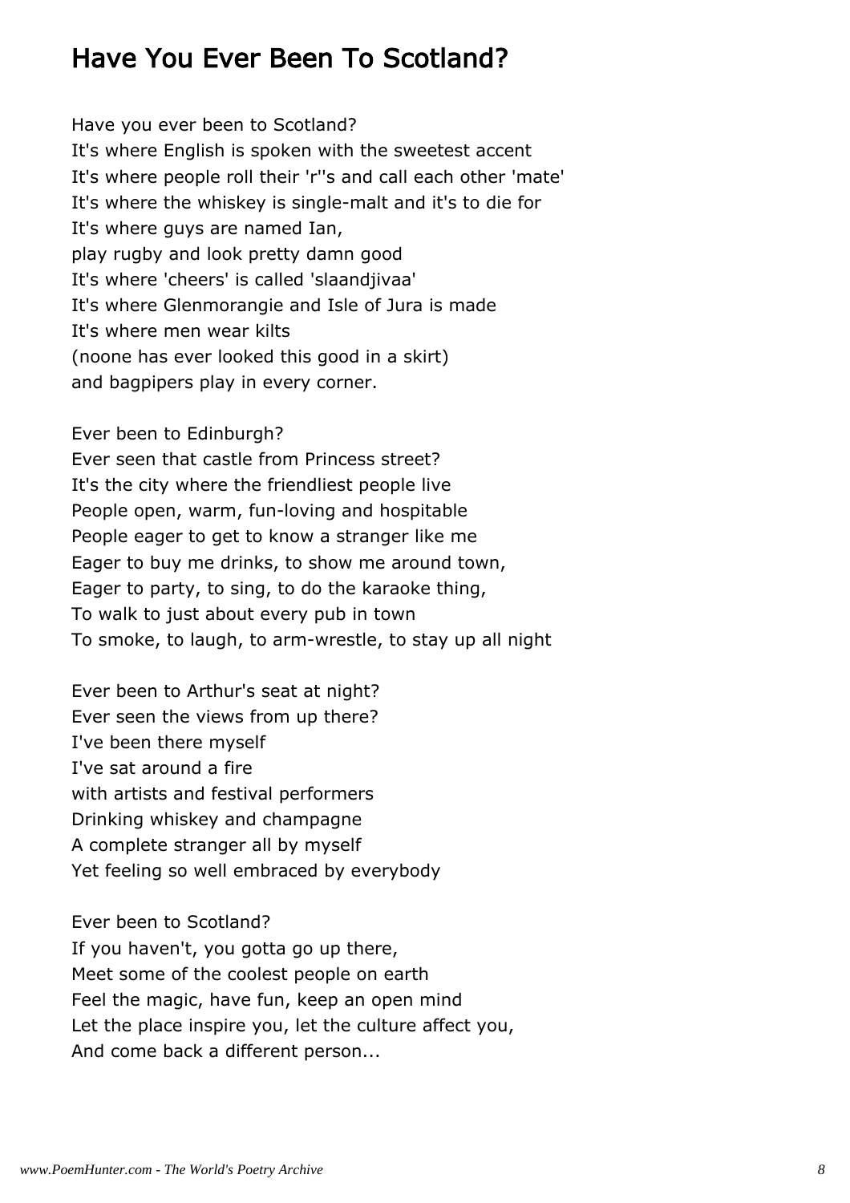## Have You Ever Been To Scotland?

Have you ever been to Scotland?
It's where English is spoken with the sweetest accent
It's where people roll their 'r''s and call each other 'mate'
It's where the whiskey is single-malt and it's to die for
It's where guys are named Ian,
play rugby and look pretty damn good
It's where 'cheers' is called 'slaandjivaa'
It's where Glenmorangie and Isle of Jura is made
It's where men wear kilts
(noone has ever looked this good in a skirt)
and bagpipers play in every corner.

Ever been to Edinburgh?
Ever seen that castle from Princess street?
It's the city where the friendliest people live
People open, warm, fun-loving and hospitable
People eager to get to know a stranger like me
Eager to buy me drinks, to show me around town,
Eager to party, to sing, to do the karaoke thing,
To walk to just about every pub in town
To smoke, to laugh, to arm-wrestle, to stay up all night

Ever been to Arthur's seat at night?
Ever seen the views from up there?
I've been there myself
I've sat around a fire
with artists and festival performers
Drinking whiskey and champagne
A complete stranger all by myself
Yet feeling so well embraced by everybody

Ever been to Scotland?
If you haven't, you gotta go up there,
Meet some of the coolest people on earth
Feel the magic, have fun, keep an open mind
Let the place inspire you, let the culture affect you,
And come back a different person...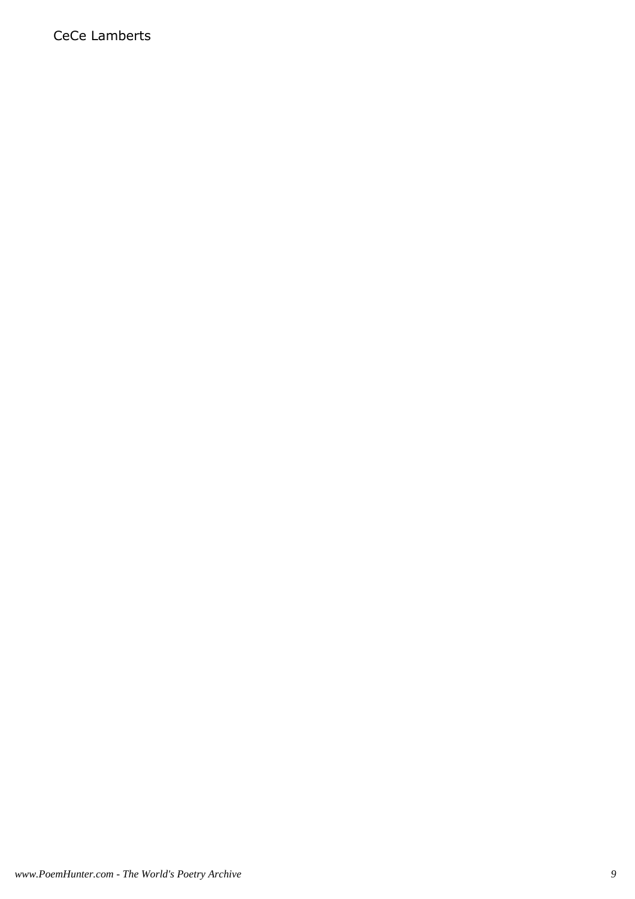CeCe Lamberts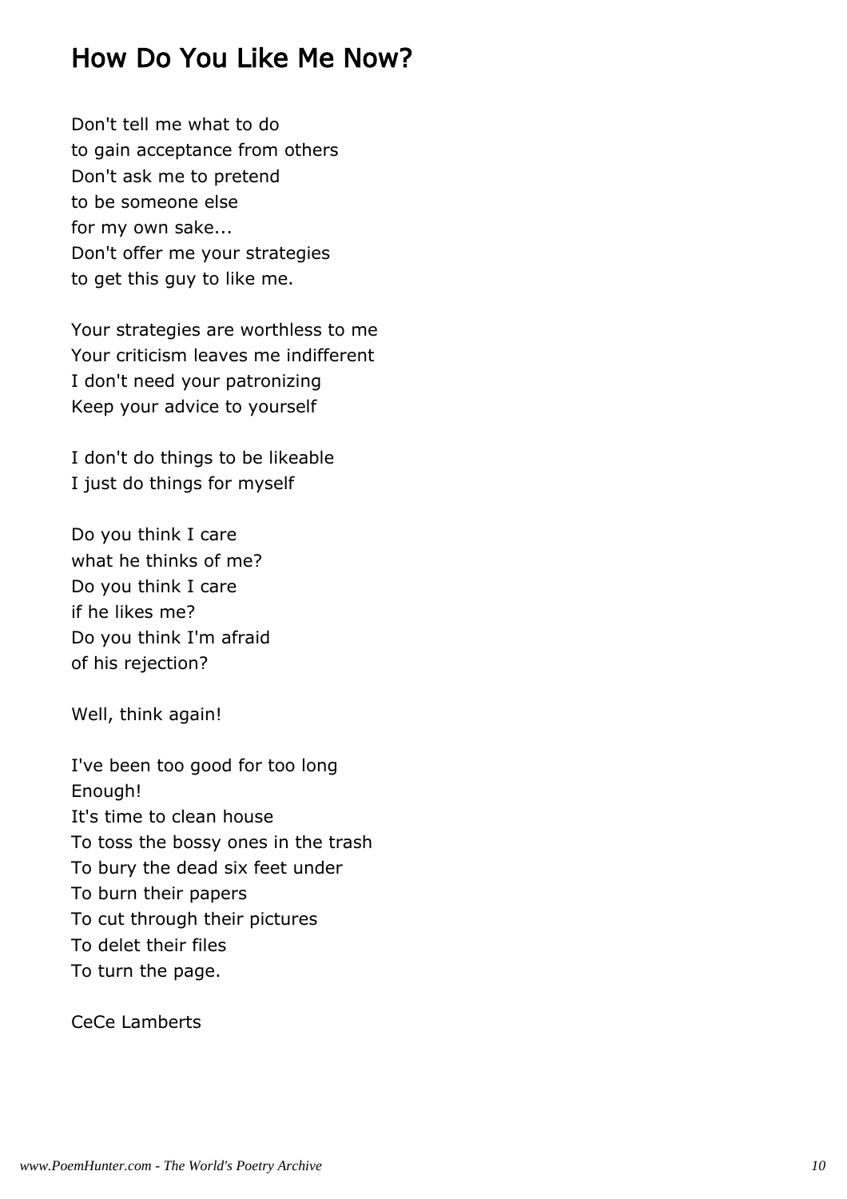## How Do You Like Me Now?

Don't tell me what to do  
to gain acceptance from others  
Don't ask me to pretend  
to be someone else  
for my own sake...  
Don't offer me your strategies  
to get this guy to like me.

Your strategies are worthless to me  
Your criticism leaves me indifferent  
I don't need your patronizing  
Keep your advice to yourself

I don't do things to be likeable  
I just do things for myself

Do you think I care  
what he thinks of me?  
Do you think I care  
if he likes me?  
Do you think I'm afraid  
of his rejection?

Well, think again!

I've been too good for too long  
Enough!  
It's time to clean house  
To toss the bossy ones in the trash  
To bury the dead six feet under  
To burn their papers  
To cut through their pictures  
To delet their files  
To turn the page.

CeCe Lamberts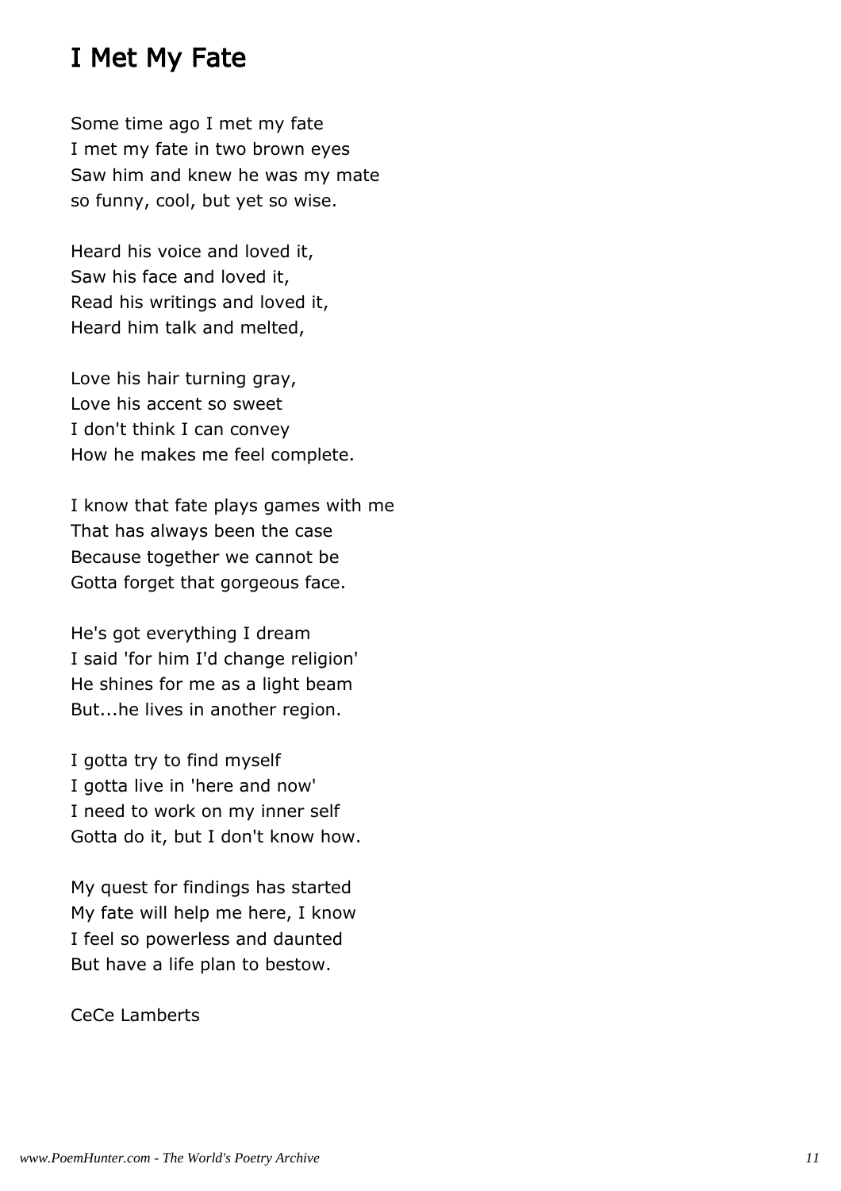## I Met My Fate

Some time ago I met my fate
I met my fate in two brown eyes
Saw him and knew he was my mate
so funny, cool, but yet so wise.

Heard his voice and loved it,
Saw his face and loved it,
Read his writings and loved it,
Heard him talk and melted,

Love his hair turning gray,
Love his accent so sweet
I don't think I can convey
How he makes me feel complete.

I know that fate plays games with me
That has always been the case
Because together we cannot be
Gotta forget that gorgeous face.

He's got everything I dream
I said 'for him I'd change religion'
He shines for me as a light beam
But...he lives in another region.

I gotta try to find myself
I gotta live in 'here and now'
I need to work on my inner self
Gotta do it, but I don't know how.

My quest for findings has started
My fate will help me here, I know
I feel so powerless and daunted
But have a life plan to bestow.

CeCe Lamberts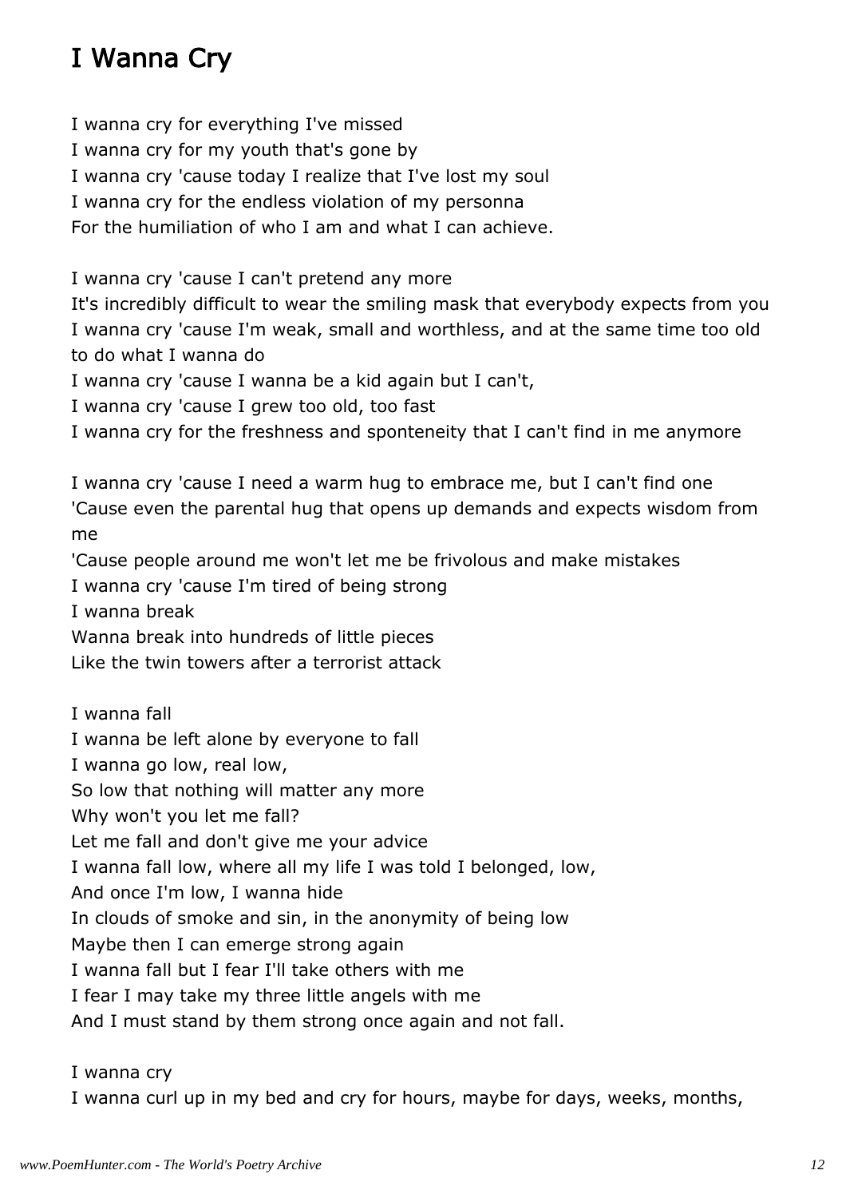# I Wanna Cry

I wanna cry for everything I've missed
I wanna cry for my youth that's gone by
I wanna cry 'cause today I realize that I've lost my soul
I wanna cry for the endless violation of my personna
For the humiliation of who I am and what I can achieve.

I wanna cry 'cause I can't pretend any more
It's incredibly difficult to wear the smiling mask that everybody expects from you
I wanna cry 'cause I'm weak, small and worthless, and at the same time too old to do what I wanna do
I wanna cry 'cause I wanna be a kid again but I can't,
I wanna cry 'cause I grew too old, too fast
I wanna cry for the freshness and sponteneity that I can't find in me anymore

I wanna cry 'cause I need a warm hug to embrace me, but I can't find one
'Cause even the parental hug that opens up demands and expects wisdom from me
'Cause people around me won't let me be frivolous and make mistakes
I wanna cry 'cause I'm tired of being strong
I wanna break
Wanna break into hundreds of little pieces
Like the twin towers after a terrorist attack

I wanna fall
I wanna be left alone by everyone to fall
I wanna go low, real low,
So low that nothing will matter any more
Why won't you let me fall?
Let me fall and don't give me your advice
I wanna fall low, where all my life I was told I belonged, low,
And once I'm low, I wanna hide
In clouds of smoke and sin, in the anonymity of being low
Maybe then I can emerge strong again
I wanna fall but I fear I'll take others with me
I fear I may take my three little angels with me
And I must stand by them strong once again and not fall.

I wanna cry
I wanna curl up in my bed and cry for hours, maybe for days, weeks, months,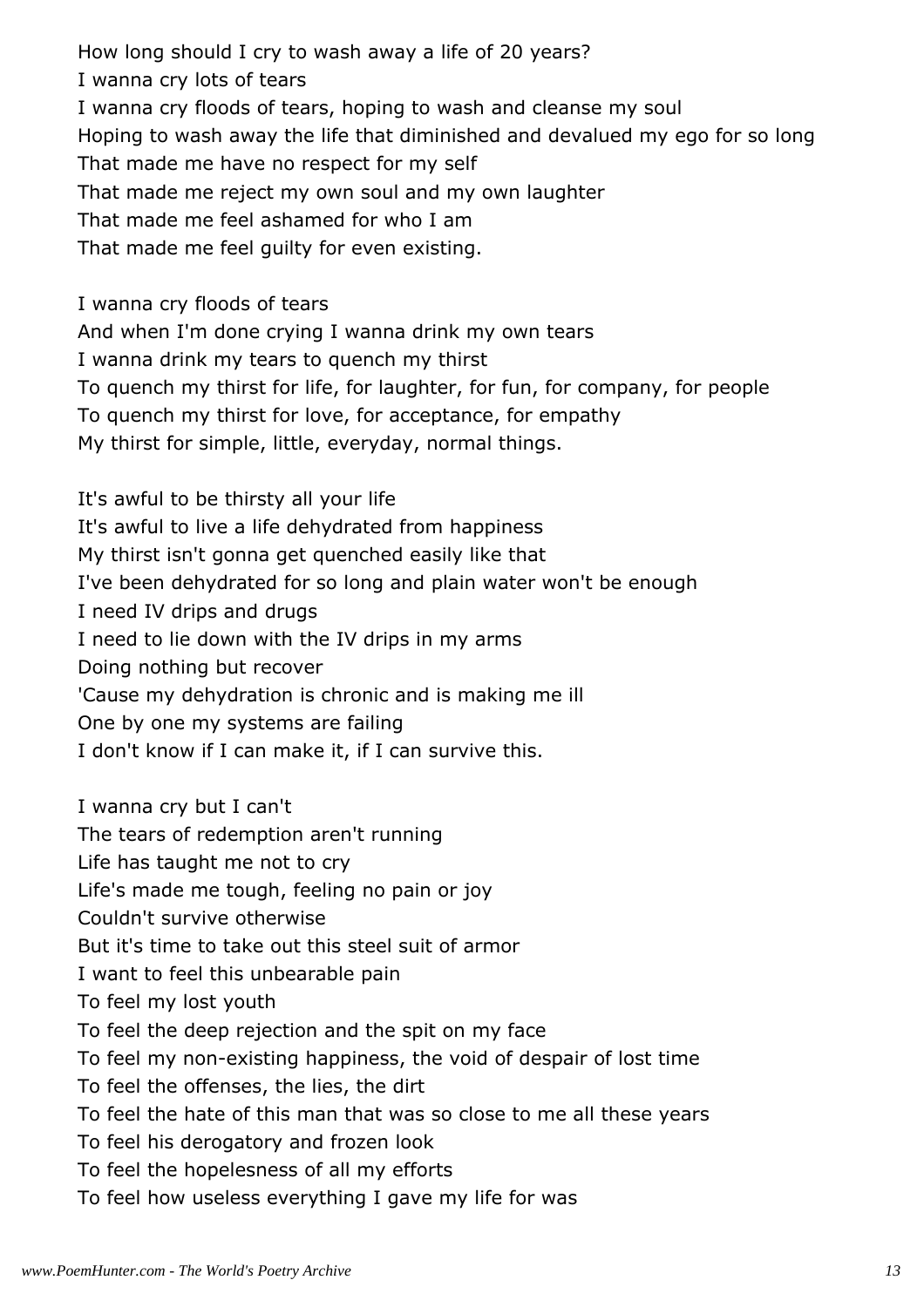How long should I cry to wash away a life of 20 years?
I wanna cry lots of tears
I wanna cry floods of tears, hoping to wash and cleanse my soul
Hoping to wash away the life that diminished and devalued my ego for so long
That made me have no respect for my self
That made me reject my own soul and my own laughter
That made me feel ashamed for who I am
That made me feel guilty for even existing.

I wanna cry floods of tears
And when I'm done crying I wanna drink my own tears
I wanna drink my tears to quench my thirst
To quench my thirst for life, for laughter, for fun, for company, for people
To quench my thirst for love, for acceptance, for empathy
My thirst for simple, little, everyday, normal things.

It's awful to be thirsty all your life
It's awful to live a life dehydrated from happiness
My thirst isn't gonna get quenched easily like that
I've been dehydrated for so long and plain water won't be enough
I need IV drips and drugs
I need to lie down with the IV drips in my arms
Doing nothing but recover
'Cause my dehydration is chronic and is making me ill
One by one my systems are failing
I don't know if I can make it, if I can survive this.

I wanna cry but I can't
The tears of redemption aren't running
Life has taught me not to cry
Life's made me tough, feeling no pain or joy
Couldn't survive otherwise
But it's time to take out this steel suit of armor
I want to feel this unbearable pain
To feel my lost youth
To feel the deep rejection and the spit on my face
To feel my non-existing happiness, the void of despair of lost time
To feel the offenses, the lies, the dirt
To feel the hate of this man that was so close to me all these years
To feel his derogatory and frozen look
To feel the hopelesness of all my efforts
To feel how useless everything I gave my life for was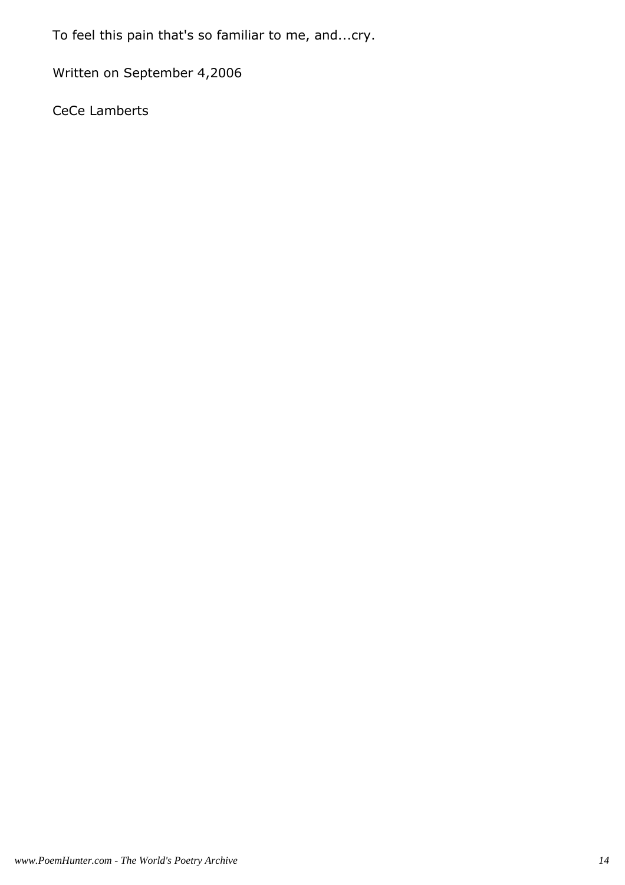To feel this pain that's so familiar to me, and...cry.

Written on September 4,2006

CeCe Lamberts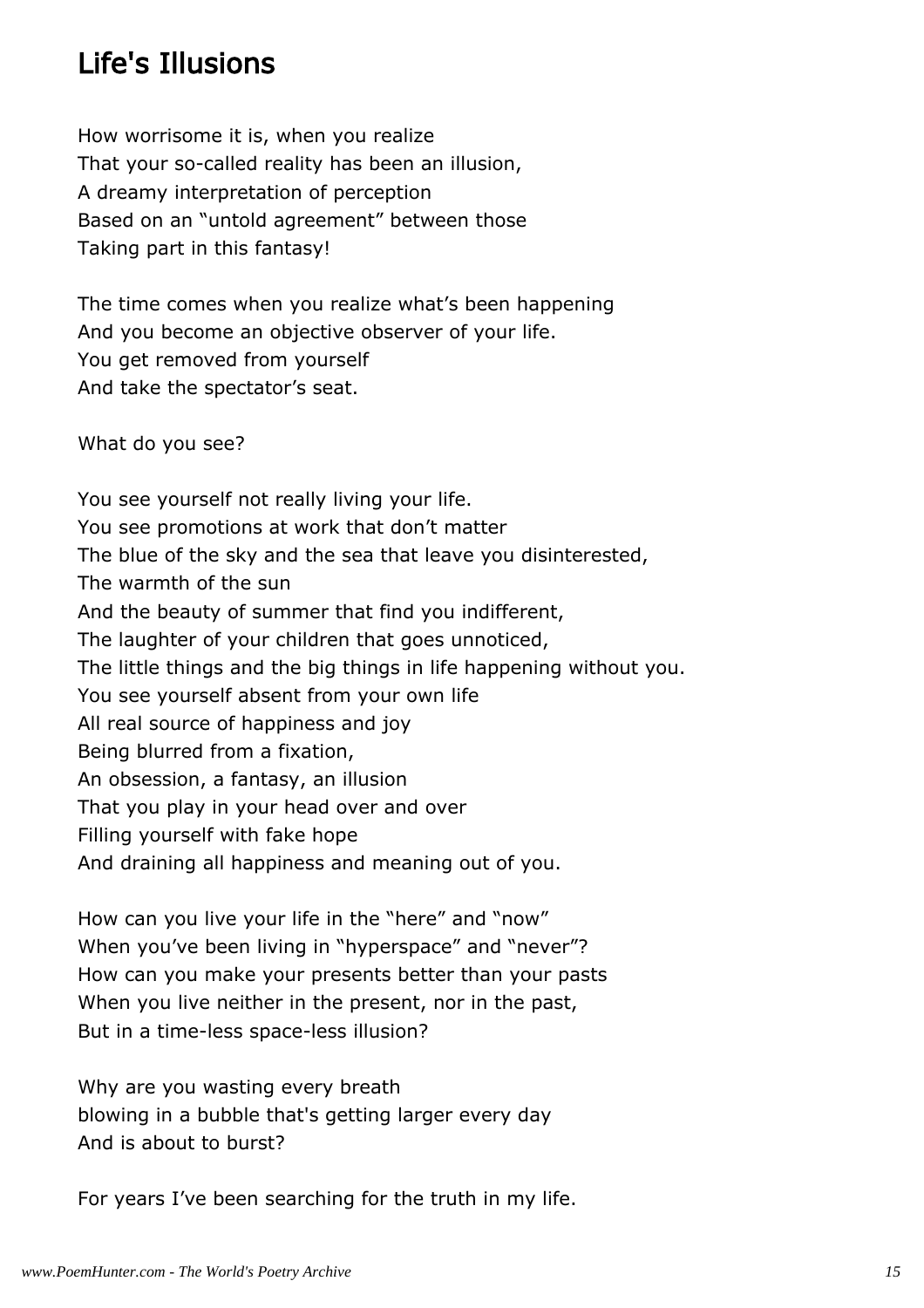## Life's Illusions

How worrisome it is, when you realize  
That your so-called reality has been an illusion,  
A dreamy interpretation of perception  
Based on an “untold agreement” between those  
Taking part in this fantasy!

The time comes when you realize what’s been happening  
And you become an objective observer of your life.  
You get removed from yourself  
And take the spectator’s seat.

What do you see?

You see yourself not really living your life.  
You see promotions at work that don’t matter  
The blue of the sky and the sea that leave you disinterested,  
The warmth of the sun  
And the beauty of summer that find you indifferent,  
The laughter of your children that goes unnoticed,  
The little things and the big things in life happening without you.  
You see yourself absent from your own life  
All real source of happiness and joy  
Being blurred from a fixation,  
An obsession, a fantasy, an illusion  
That you play in your head over and over  
Filling yourself with fake hope  
And draining all happiness and meaning out of you.

How can you live your life in the “here” and “now”  
When you’ve been living in “hyperspace” and “never”?  
How can you make your presents better than your pasts  
When you live neither in the present, nor in the past,  
But in a time-less space-less illusion?

Why are you wasting every breath  
blowing in a bubble that's getting larger every day  
And is about to burst?

For years I’ve been searching for the truth in my life.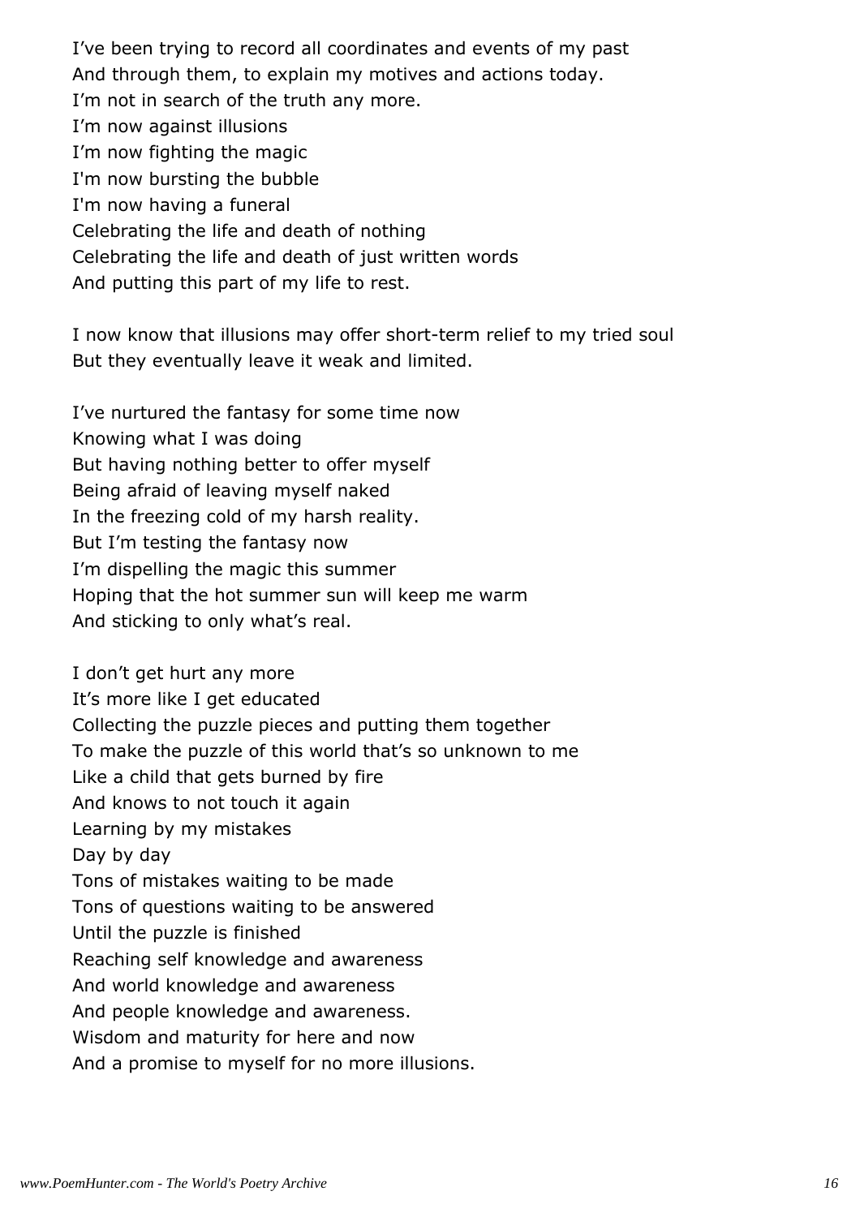I’ve been trying to record all coordinates and events of my past
And through them, to explain my motives and actions today.
I’m not in search of the truth any more.
I’m now against illusions
I’m now fighting the magic
I'm now bursting the bubble
I'm now having a funeral
Celebrating the life and death of nothing
Celebrating the life and death of just written words
And putting this part of my life to rest.

I now know that illusions may offer short-term relief to my tried soul
But they eventually leave it weak and limited.

I’ve nurtured the fantasy for some time now
Knowing what I was doing
But having nothing better to offer myself
Being afraid of leaving myself naked
In the freezing cold of my harsh reality.
But I’m testing the fantasy now
I’m dispelling the magic this summer
Hoping that the hot summer sun will keep me warm
And sticking to only what’s real.

I don’t get hurt any more
It’s more like I get educated
Collecting the puzzle pieces and putting them together
To make the puzzle of this world that’s so unknown to me
Like a child that gets burned by fire
And knows to not touch it again
Learning by my mistakes
Day by day
Tons of mistakes waiting to be made
Tons of questions waiting to be answered
Until the puzzle is finished
Reaching self knowledge and awareness
And world knowledge and awareness
And people knowledge and awareness.
Wisdom and maturity for here and now
And a promise to myself for no more illusions.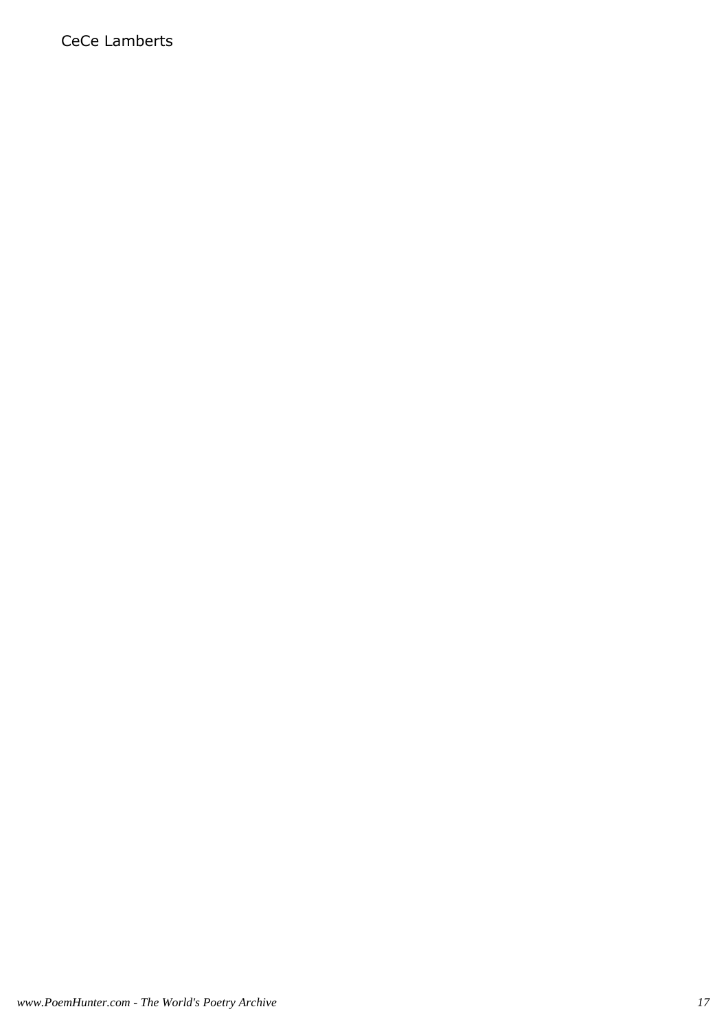CeCe Lamberts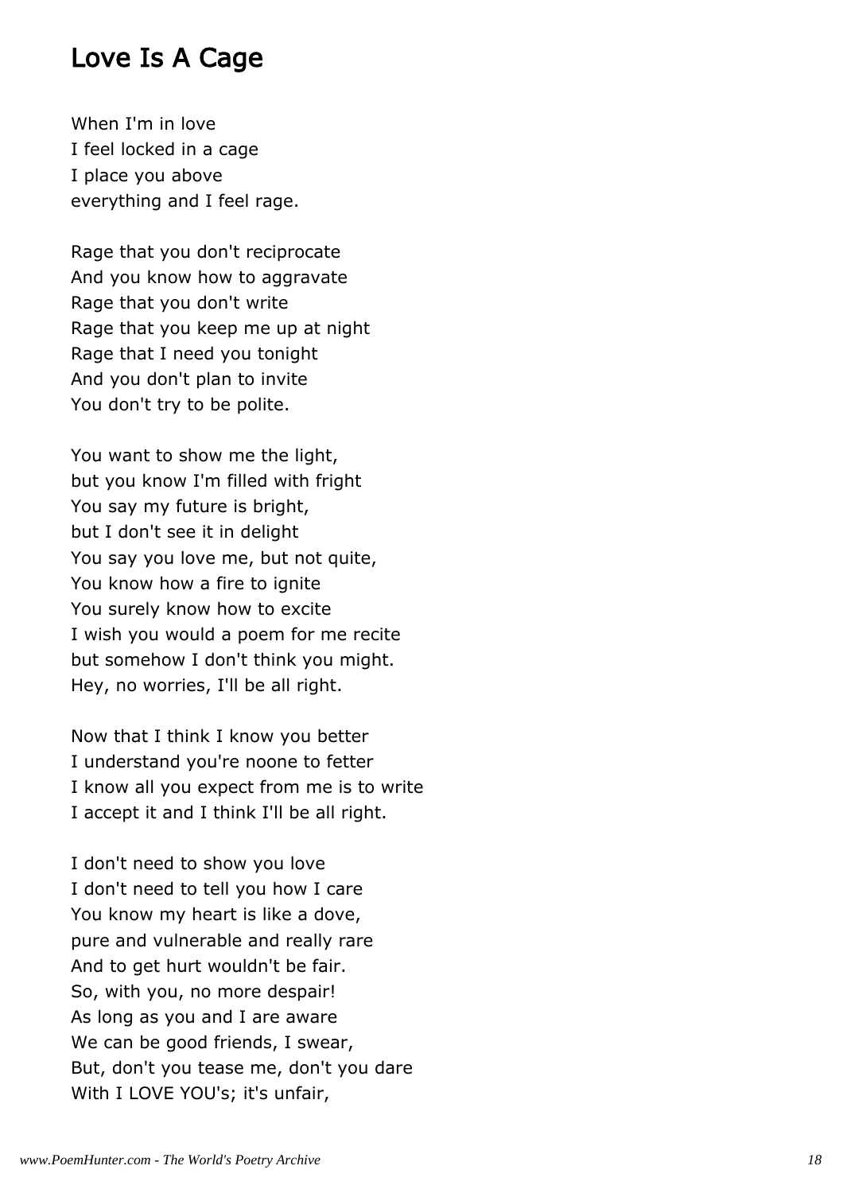## Love Is A Cage

When I'm in love  
I feel locked in a cage  
I place you above  
everything and I feel rage.

Rage that you don't reciprocate  
And you know how to aggravate  
Rage that you don't write  
Rage that you keep me up at night  
Rage that I need you tonight  
And you don't plan to invite  
You don't try to be polite.

You want to show me the light,  
but you know I'm filled with fright  
You say my future is bright,  
but I don't see it in delight  
You say you love me, but not quite,  
You know how a fire to ignite  
You surely know how to excite  
I wish you would a poem for me recite  
but somehow I don't think you might.  
Hey, no worries, I'll be all right.

Now that I think I know you better  
I understand you're noone to fetter  
I know all you expect from me is to write  
I accept it and I think I'll be all right.

I don't need to show you love  
I don't need to tell you how I care  
You know my heart is like a dove,  
pure and vulnerable and really rare  
And to get hurt wouldn't be fair.  
So, with you, no more despair!  
As long as you and I are aware  
We can be good friends, I swear,  
But, don't you tease me, don't you dare  
With I LOVE YOU's; it's unfair,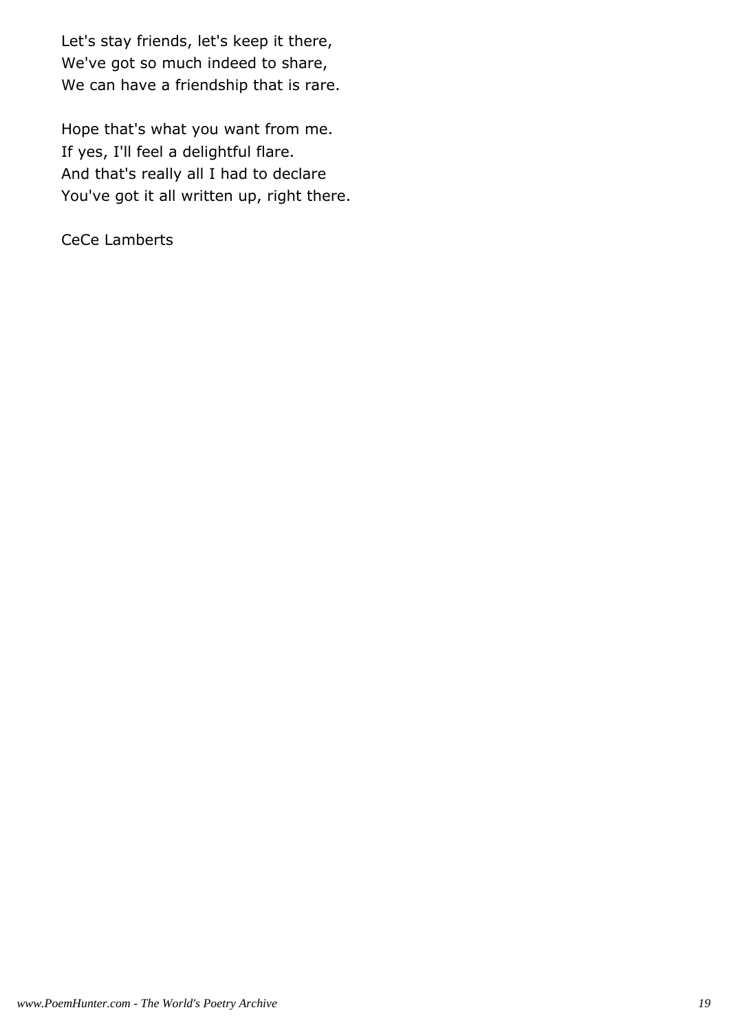Let's stay friends, let's keep it there,
We've got so much indeed to share,
We can have a friendship that is rare.

Hope that's what you want from me.
If yes, I'll feel a delightful flare.
And that's really all I had to declare
You've got it all written up, right there.

CeCe Lamberts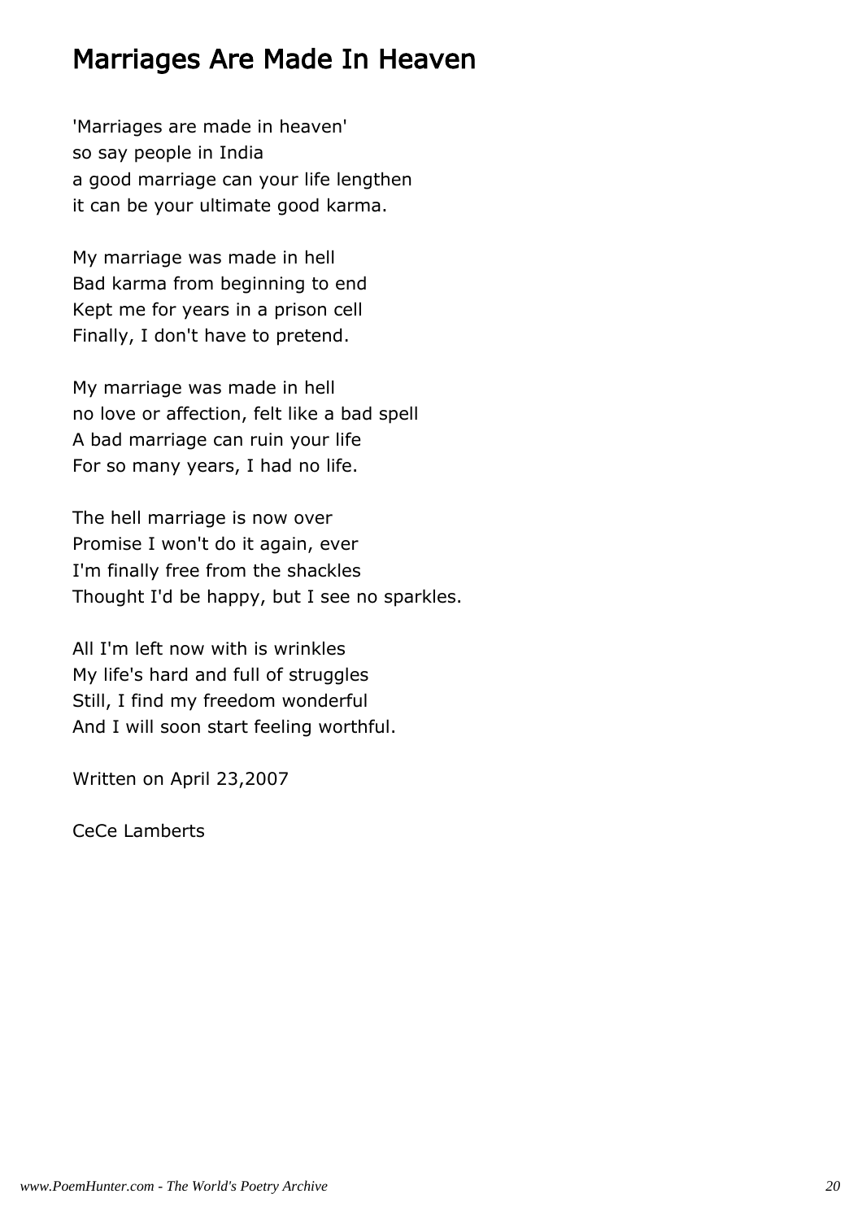## Marriages Are Made In Heaven

'Marriages are made in heaven'  
so say people in India  
a good marriage can your life lengthen  
it can be your ultimate good karma.

My marriage was made in hell  
Bad karma from beginning to end  
Kept me for years in a prison cell  
Finally, I don't have to pretend.

My marriage was made in hell  
no love or affection, felt like a bad spell  
A bad marriage can ruin your life  
For so many years, I had no life.

The hell marriage is now over  
Promise I won't do it again, ever  
I'm finally free from the shackles  
Thought I'd be happy, but I see no sparkles.

All I'm left now with is wrinkles  
My life's hard and full of struggles  
Still, I find my freedom wonderful  
And I will soon start feeling worthful.

Written on April 23,2007

CeCe Lamberts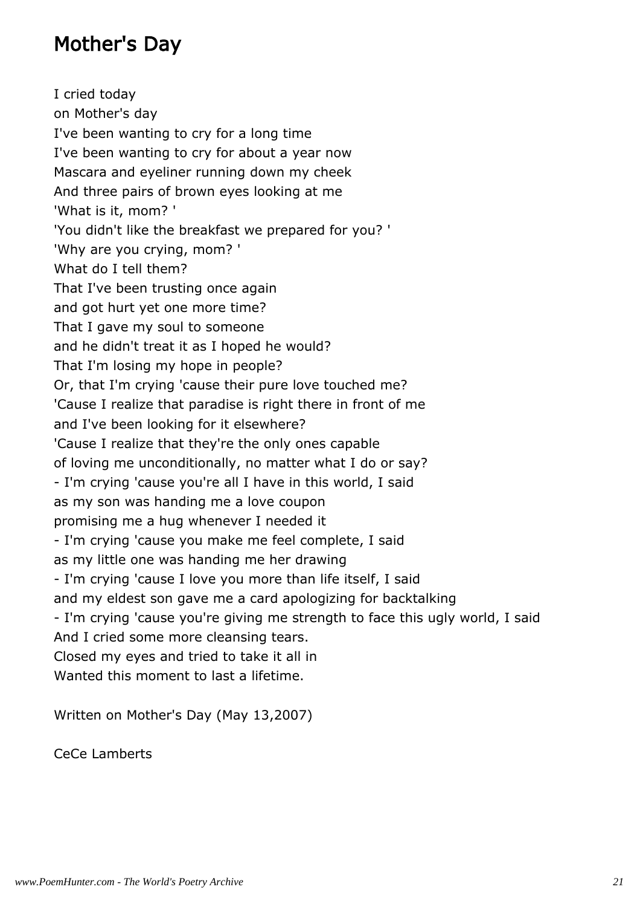# Mother's Day

I cried today  
on Mother's day  
I've been wanting to cry for a long time  
I've been wanting to cry for about a year now  
Mascara and eyeliner running down my cheek  
And three pairs of brown eyes looking at me  
'What is it, mom? '  
'You didn't like the breakfast we prepared for you? '  
'Why are you crying, mom? '  
What do I tell them?  
That I've been trusting once again  
and got hurt yet one more time?  
That I gave my soul to someone  
and he didn't treat it as I hoped he would?  
That I'm losing my hope in people?  
Or, that I'm crying 'cause their pure love touched me?  
'Cause I realize that paradise is right there in front of me  
and I've been looking for it elsewhere?  
'Cause I realize that they're the only ones capable  
of loving me unconditionally, no matter what I do or say?  
- I'm crying 'cause you're all I have in this world, I said  
as my son was handing me a love coupon  
promising me a hug whenever I needed it  
- I'm crying 'cause you make me feel complete, I said  
as my little one was handing me her drawing  
- I'm crying 'cause I love you more than life itself, I said  
and my eldest son gave me a card apologizing for backtalking  
- I'm crying 'cause you're giving me strength to face this ugly world, I said  
And I cried some more cleansing tears.  
Closed my eyes and tried to take it all in  
Wanted this moment to last a lifetime.

Written on Mother's Day (May 13,2007)

CeCe Lamberts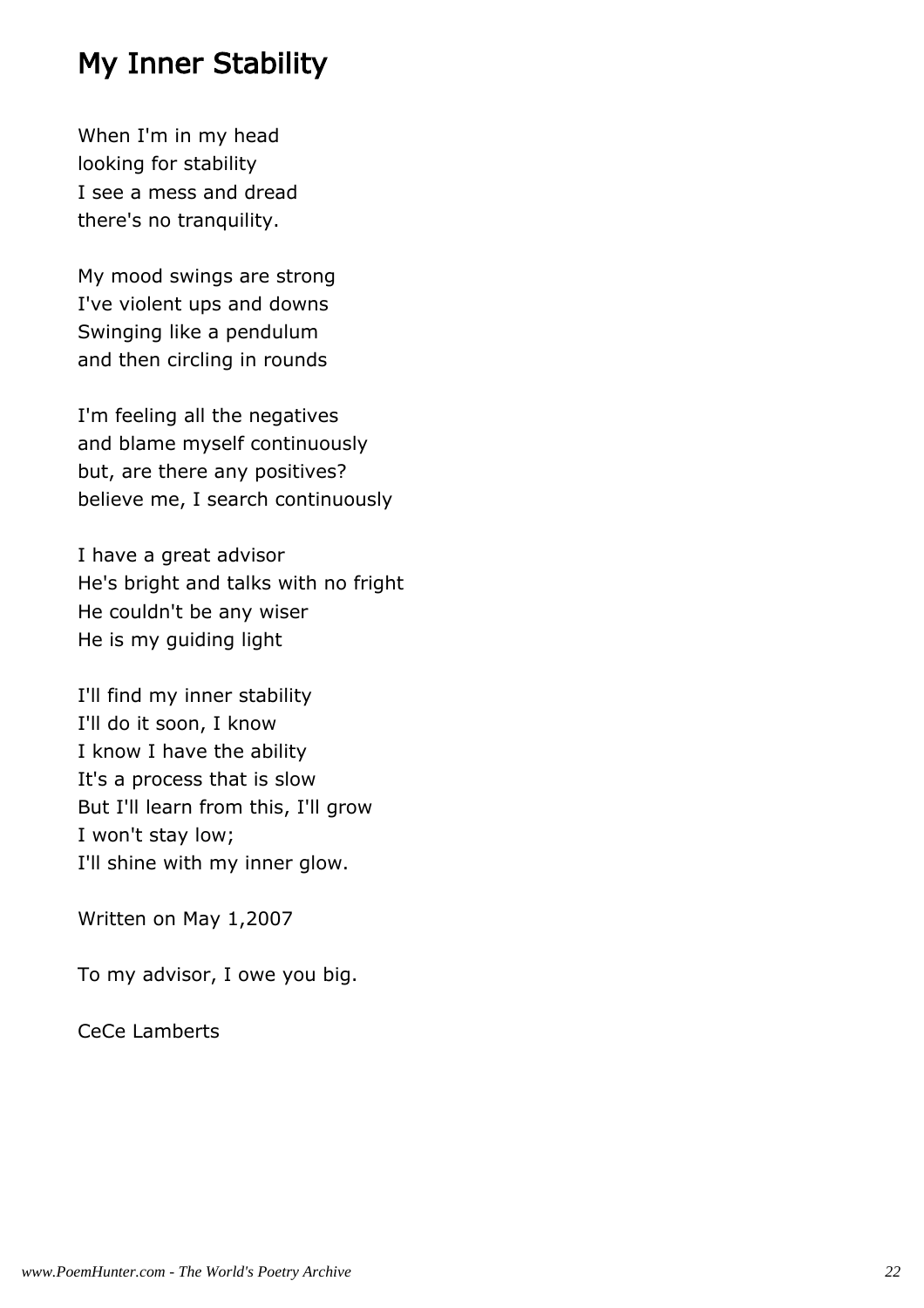# My Inner Stability

When I'm in my head
looking for stability
I see a mess and dread
there's no tranquility.

My mood swings are strong
I've violent ups and downs
Swinging like a pendulum
and then circling in rounds

I'm feeling all the negatives
and blame myself continuously
but, are there any positives?
believe me, I search continuously

I have a great advisor
He's bright and talks with no fright
He couldn't be any wiser
He is my guiding light

I'll find my inner stability
I'll do it soon, I know
I know I have the ability
It's a process that is slow
But I'll learn from this, I'll grow
I won't stay low;
I'll shine with my inner glow.

Written on May 1,2007

To my advisor, I owe you big.

CeCe Lamberts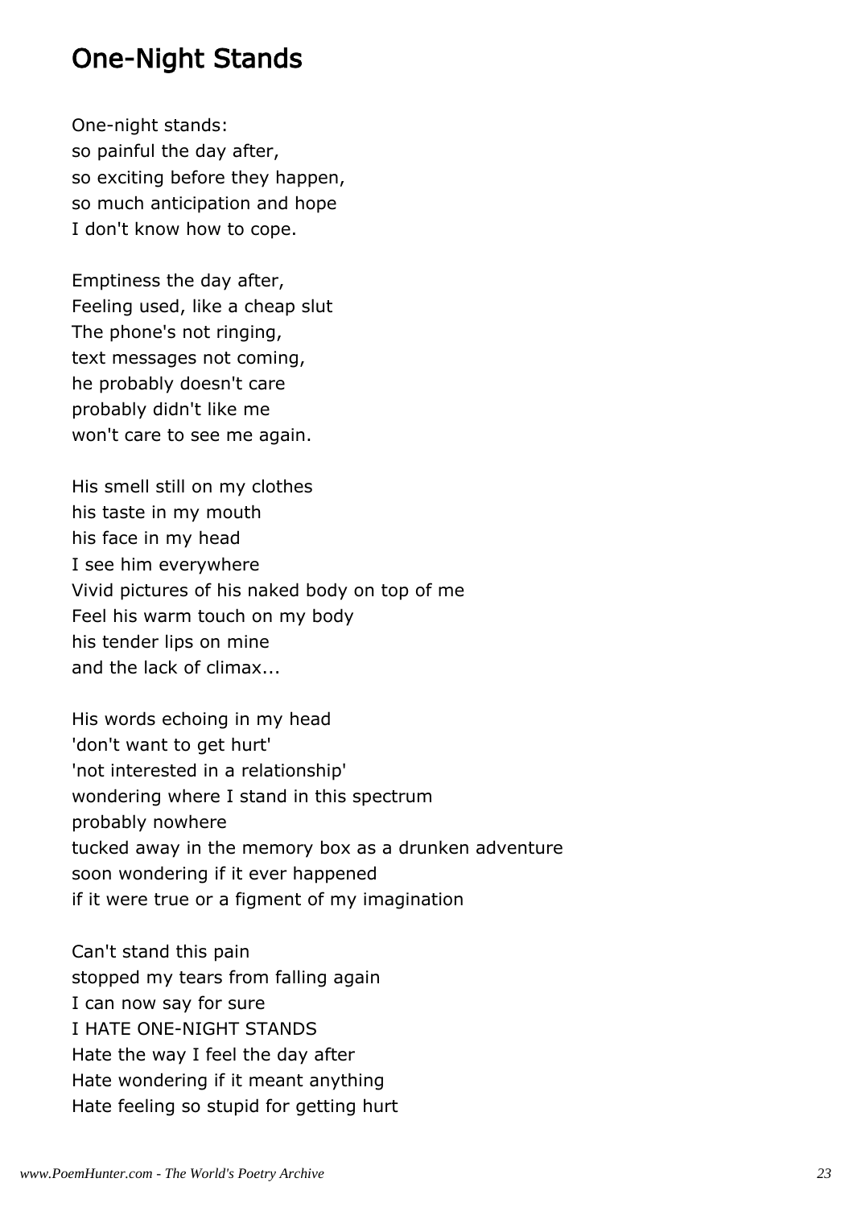## One-Night Stands

One-night stands:
so painful the day after,
so exciting before they happen,
so much anticipation and hope
I don't know how to cope.

Emptiness the day after,
Feeling used, like a cheap slut
The phone's not ringing,
text messages not coming,
he probably doesn't care
probably didn't like me
won't care to see me again.

His smell still on my clothes
his taste in my mouth
his face in my head
I see him everywhere
Vivid pictures of his naked body on top of me
Feel his warm touch on my body
his tender lips on mine
and the lack of climax...

His words echoing in my head
'don't want to get hurt'
'not interested in a relationship'
wondering where I stand in this spectrum
probably nowhere
tucked away in the memory box as a drunken adventure
soon wondering if it ever happened
if it were true or a figment of my imagination

Can't stand this pain
stopped my tears from falling again
I can now say for sure
I HATE ONE-NIGHT STANDS
Hate the way I feel the day after
Hate wondering if it meant anything
Hate feeling so stupid for getting hurt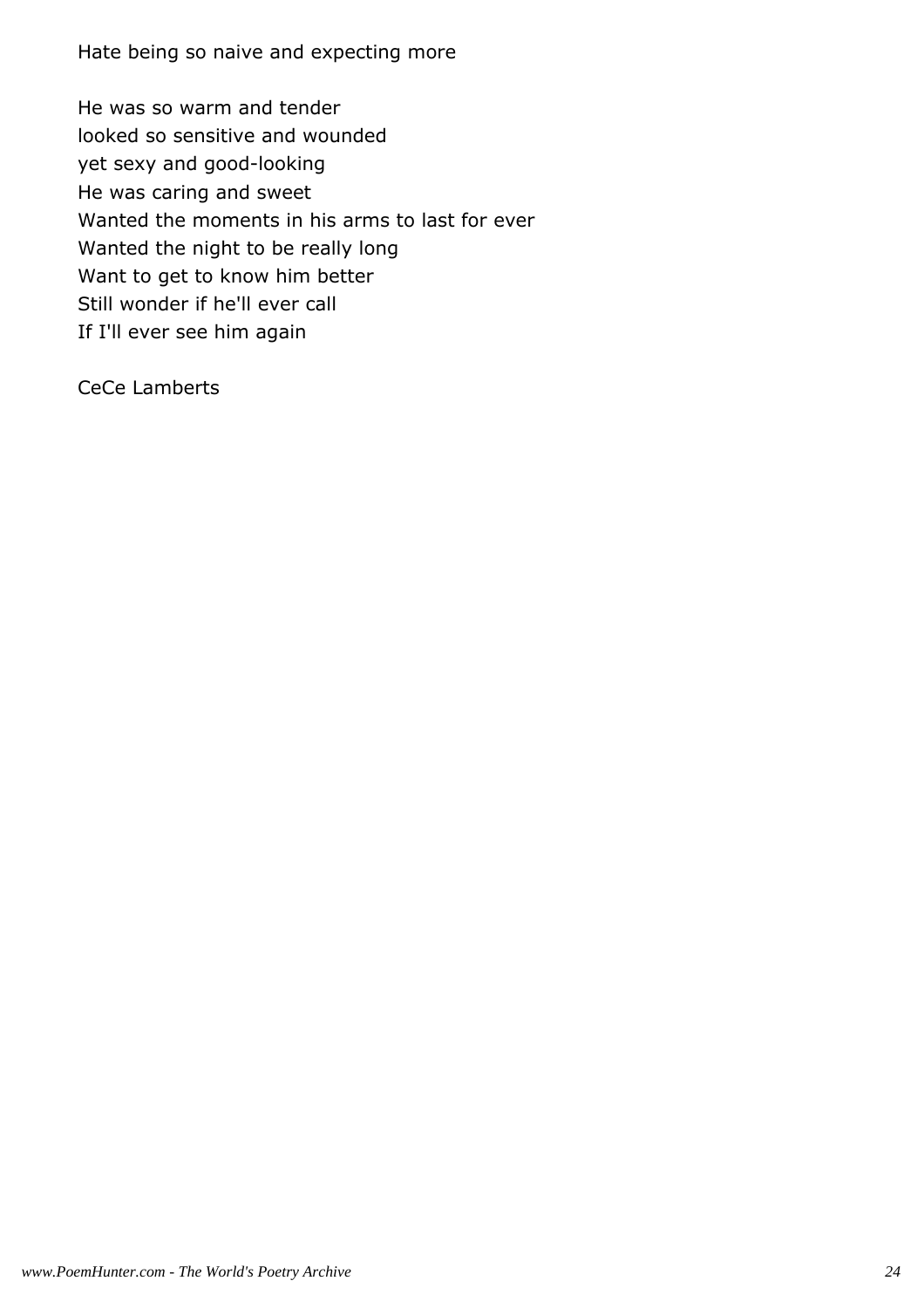Hate being so naive and expecting more

He was so warm and tender
looked so sensitive and wounded
yet sexy and good-looking
He was caring and sweet
Wanted the moments in his arms to last for ever
Wanted the night to be really long
Want to get to know him better
Still wonder if he'll ever call
If I'll ever see him again

CeCe Lamberts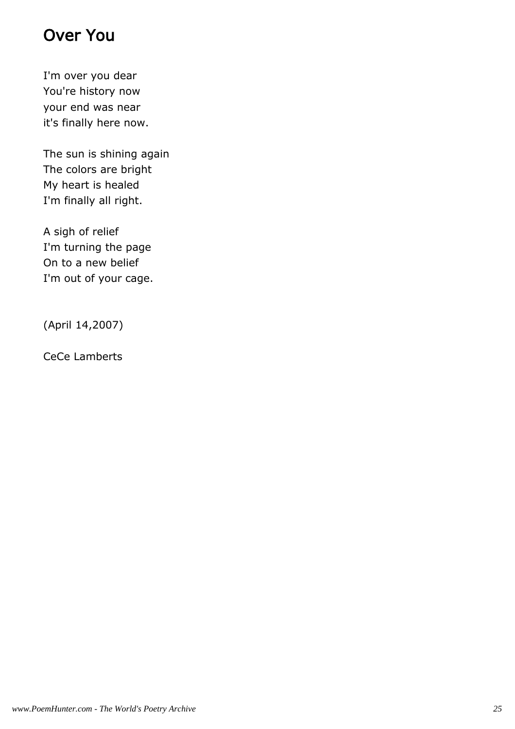# Over You

I'm over you dear
You're history now
your end was near
it's finally here now.

The sun is shining again
The colors are bright
My heart is healed
I'm finally all right.

A sigh of relief
I'm turning the page
On to a new belief
I'm out of your cage.

(April 14,2007)

CeCe Lamberts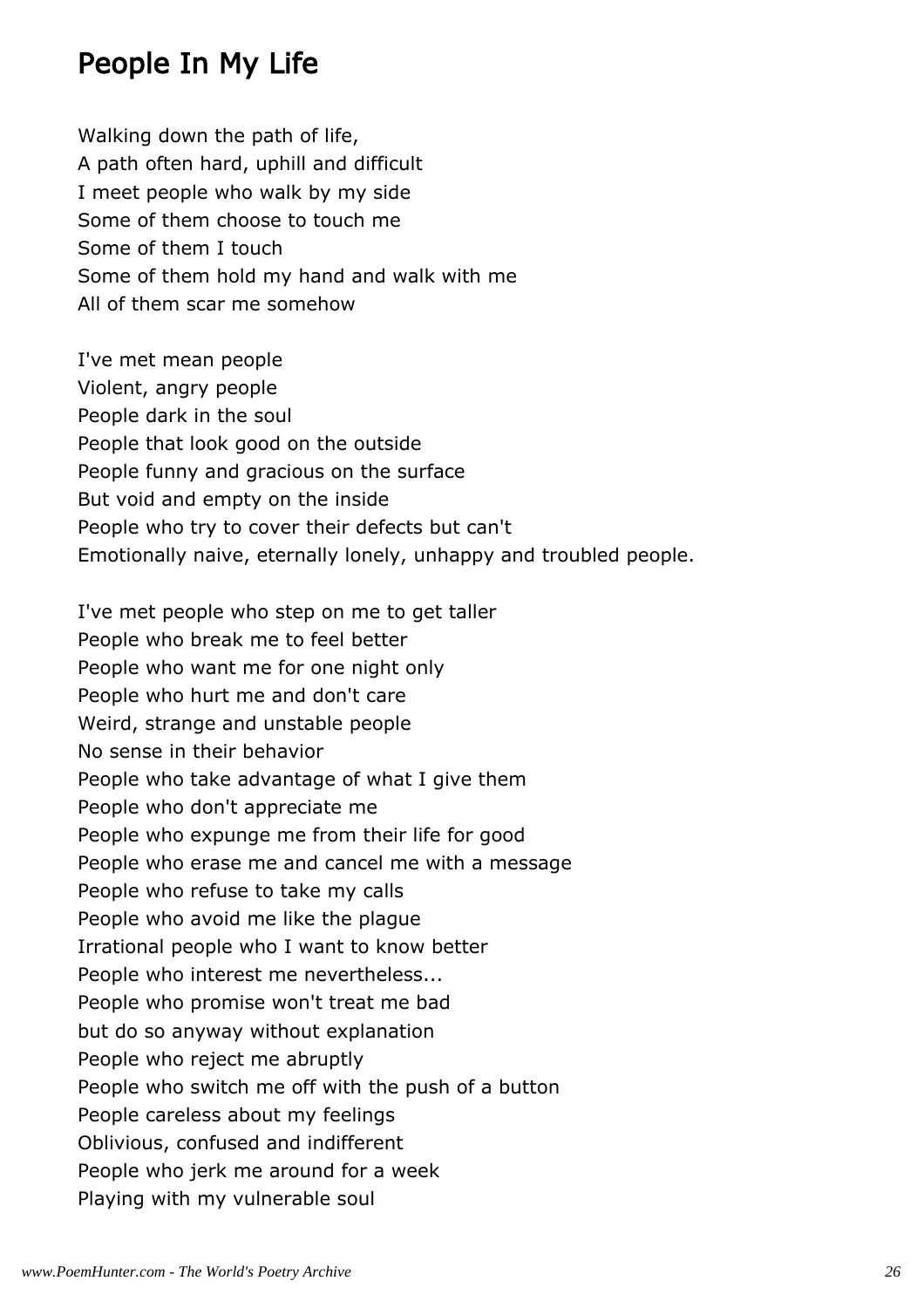## People In My Life

Walking down the path of life,  
A path often hard, uphill and difficult  
I meet people who walk by my side  
Some of them choose to touch me  
Some of them I touch  
Some of them hold my hand and walk with me  
All of them scar me somehow

I've met mean people  
Violent, angry people  
People dark in the soul  
People that look good on the outside  
People funny and gracious on the surface  
But void and empty on the inside  
People who try to cover their defects but can't  
Emotionally naive, eternally lonely, unhappy and troubled people.

I've met people who step on me to get taller  
People who break me to feel better  
People who want me for one night only  
People who hurt me and don't care  
Weird, strange and unstable people  
No sense in their behavior  
People who take advantage of what I give them  
People who don't appreciate me  
People who expunge me from their life for good  
People who erase me and cancel me with a message  
People who refuse to take my calls  
People who avoid me like the plague  
Irrational people who I want to know better  
People who interest me nevertheless...  
People who promise won't treat me bad  
but do so anyway without explanation  
People who reject me abruptly  
People who switch me off with the push of a button  
People careless about my feelings  
Oblivious, confused and indifferent  
People who jerk me around for a week  
Playing with my vulnerable soul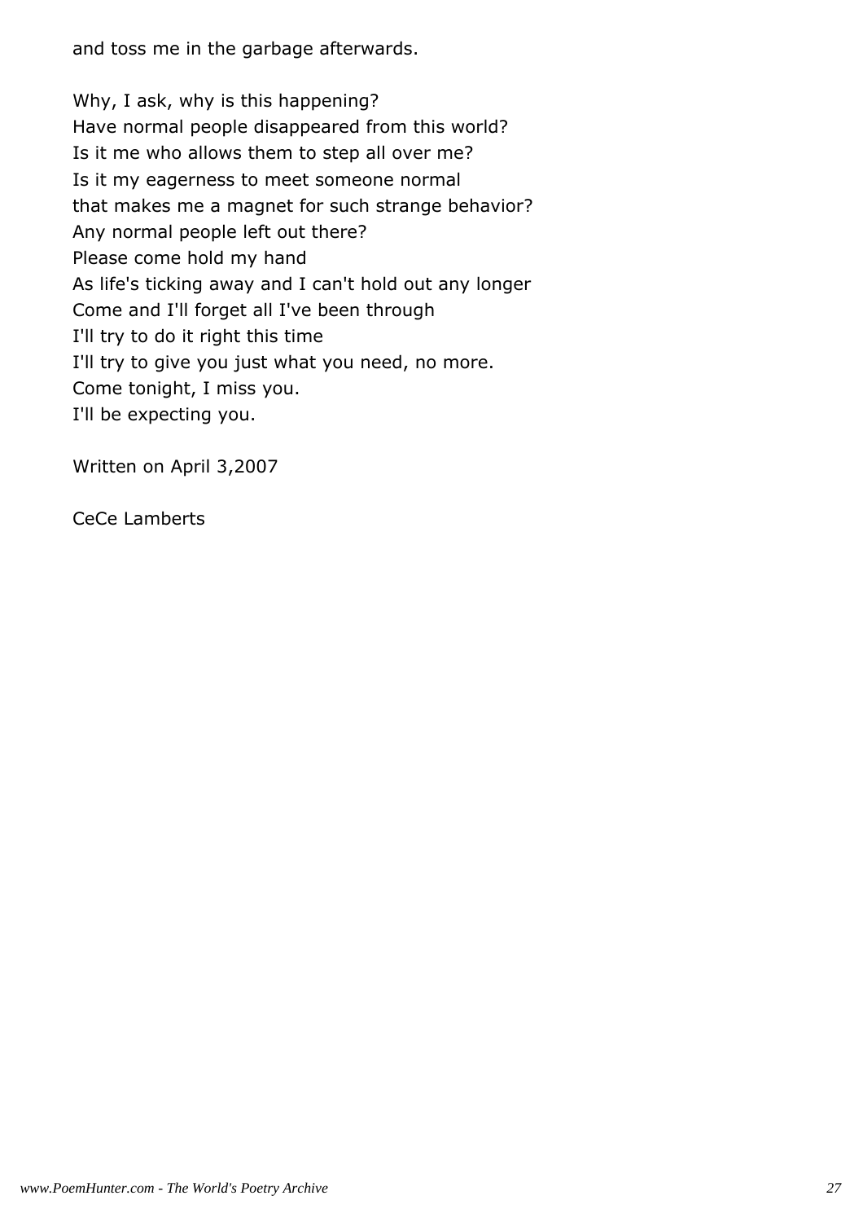and toss me in the garbage afterwards.

Why, I ask, why is this happening?
Have normal people disappeared from this world?
Is it me who allows them to step all over me?
Is it my eagerness to meet someone normal
that makes me a magnet for such strange behavior?
Any normal people left out there?
Please come hold my hand
As life's ticking away and I can't hold out any longer
Come and I'll forget all I've been through
I'll try to do it right this time
I'll try to give you just what you need, no more.
Come tonight, I miss you.
I'll be expecting you.

Written on April 3,2007

CeCe Lamberts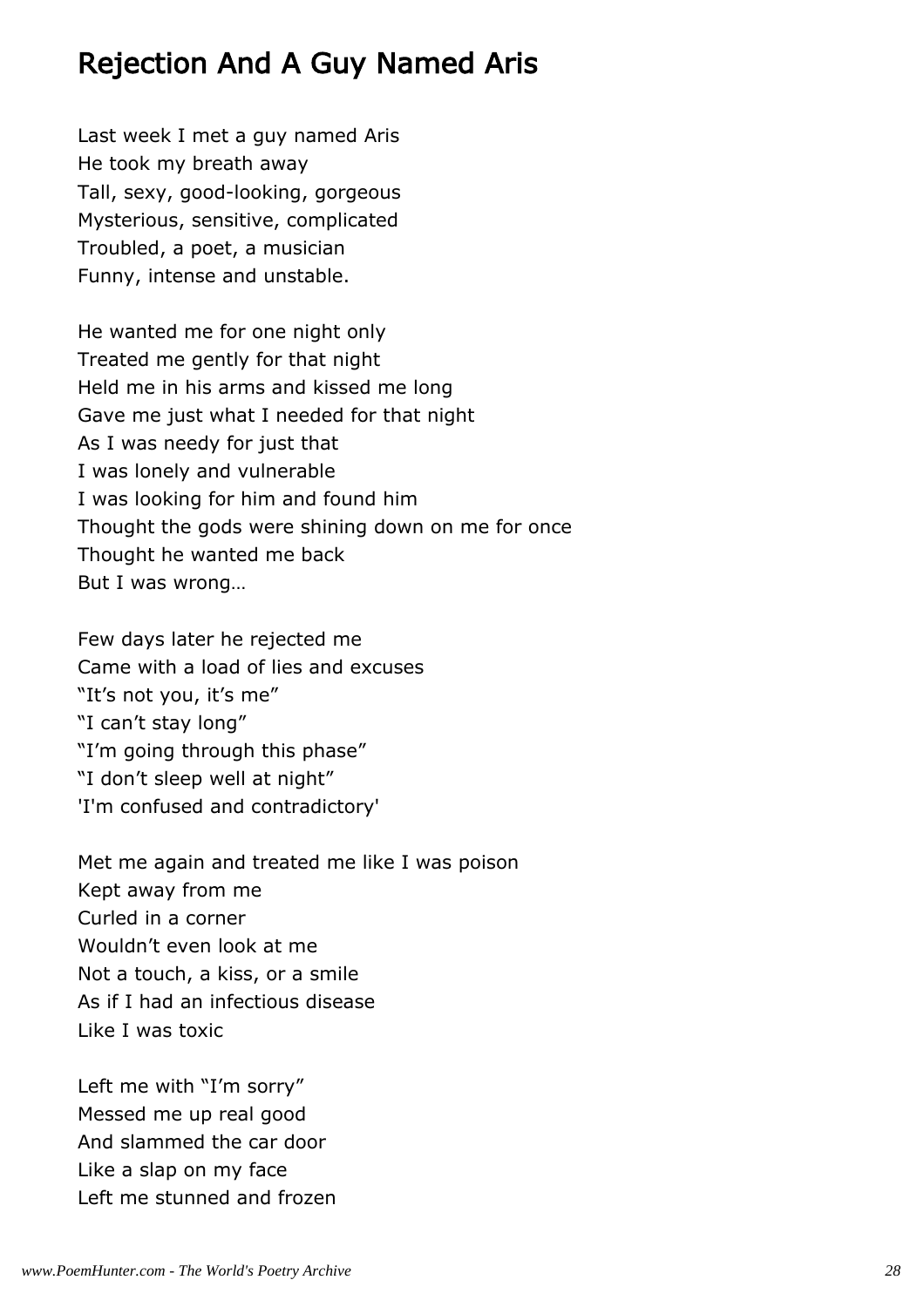# Rejection And A Guy Named Aris

Last week I met a guy named Aris
He took my breath away
Tall, sexy, good-looking, gorgeous
Mysterious, sensitive, complicated
Troubled, a poet, a musician
Funny, intense and unstable.

He wanted me for one night only
Treated me gently for that night
Held me in his arms and kissed me long
Gave me just what I needed for that night
As I was needy for just that
I was lonely and vulnerable
I was looking for him and found him
Thought the gods were shining down on me for once
Thought he wanted me back
But I was wrong…

Few days later he rejected me
Came with a load of lies and excuses
“It’s not you, it’s me”
“I can’t stay long”
“I’m going through this phase”
“I don’t sleep well at night”
'I'm confused and contradictory'

Met me again and treated me like I was poison
Kept away from me
Curled in a corner
Wouldn’t even look at me
Not a touch, a kiss, or a smile
As if I had an infectious disease
Like I was toxic

Left me with “I’m sorry”
Messed me up real good
And slammed the car door
Like a slap on my face
Left me stunned and frozen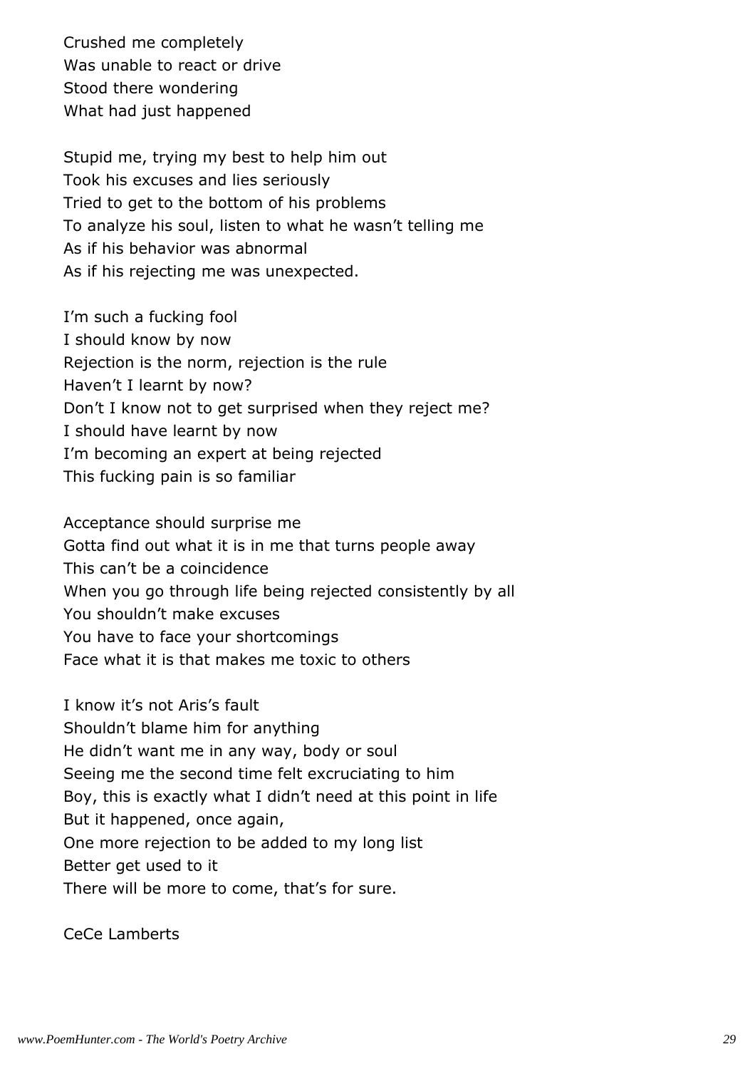Crushed me completely
Was unable to react or drive
Stood there wondering
What had just happened

Stupid me, trying my best to help him out
Took his excuses and lies seriously
Tried to get to the bottom of his problems
To analyze his soul, listen to what he wasn't telling me
As if his behavior was abnormal
As if his rejecting me was unexpected.

I'm such a fucking fool
I should know by now
Rejection is the norm, rejection is the rule
Haven't I learnt by now?
Don't I know not to get surprised when they reject me?
I should have learnt by now
I'm becoming an expert at being rejected
This fucking pain is so familiar

Acceptance should surprise me
Gotta find out what it is in me that turns people away
This can't be a coincidence
When you go through life being rejected consistently by all
You shouldn't make excuses
You have to face your shortcomings
Face what it is that makes me toxic to others

I know it's not Aris's fault
Shouldn't blame him for anything
He didn't want me in any way, body or soul
Seeing me the second time felt excruciating to him
Boy, this is exactly what I didn't need at this point in life
But it happened, once again,
One more rejection to be added to my long list
Better get used to it
There will be more to come, that's for sure.

CeCe Lamberts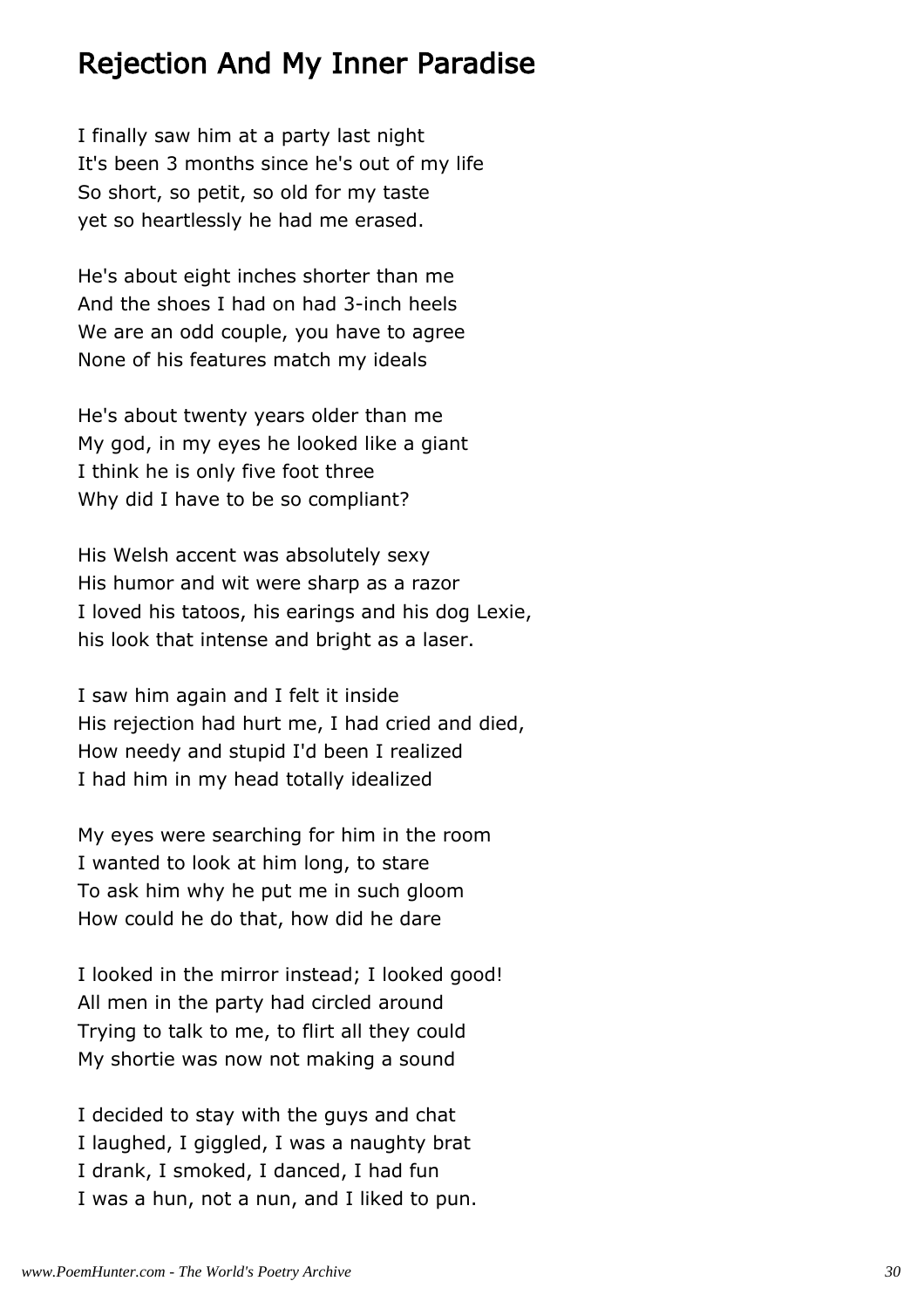## Rejection And My Inner Paradise

I finally saw him at a party last night  
It's been 3 months since he's out of my life  
So short, so petit, so old for my taste  
yet so heartlessly he had me erased.

He's about eight inches shorter than me  
And the shoes I had on had 3-inch heels  
We are an odd couple, you have to agree  
None of his features match my ideals

He's about twenty years older than me  
My god, in my eyes he looked like a giant  
I think he is only five foot three  
Why did I have to be so compliant?

His Welsh accent was absolutely sexy  
His humor and wit were sharp as a razor  
I loved his tatoos, his earings and his dog Lexie,  
his look that intense and bright as a laser.

I saw him again and I felt it inside  
His rejection had hurt me, I had cried and died,  
How needy and stupid I'd been I realized  
I had him in my head totally idealized

My eyes were searching for him in the room  
I wanted to look at him long, to stare  
To ask him why he put me in such gloom  
How could he do that, how did he dare

I looked in the mirror instead; I looked good!  
All men in the party had circled around  
Trying to talk to me, to flirt all they could  
My shortie was now not making a sound

I decided to stay with the guys and chat  
I laughed, I giggled, I was a naughty brat  
I drank, I smoked, I danced, I had fun  
I was a hun, not a nun, and I liked to pun.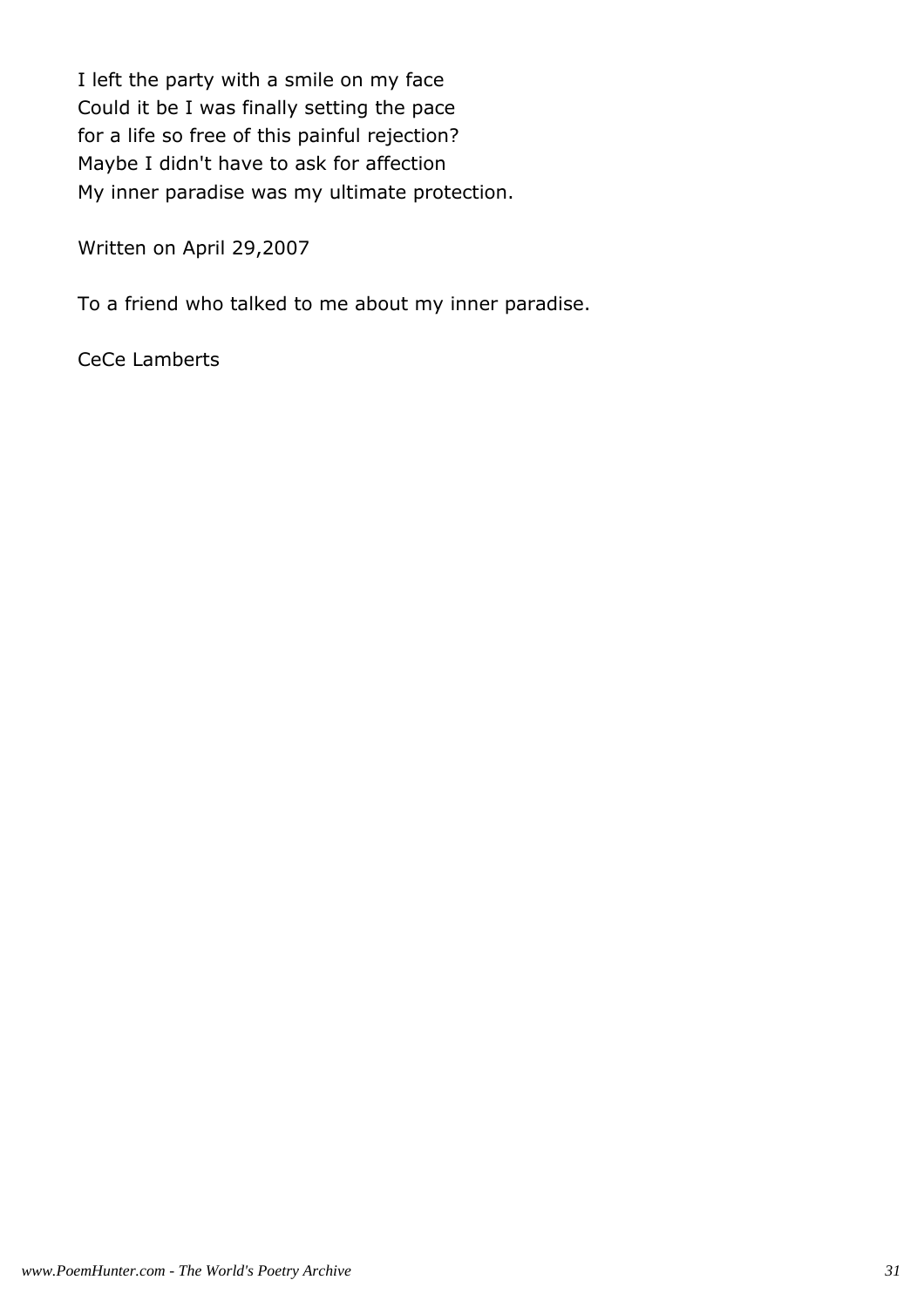I left the party with a smile on my face  
Could it be I was finally setting the pace  
for a life so free of this painful rejection?  
Maybe I didn't have to ask for affection  
My inner paradise was my ultimate protection.

Written on April 29,2007

To a friend who talked to me about my inner paradise.

CeCe Lamberts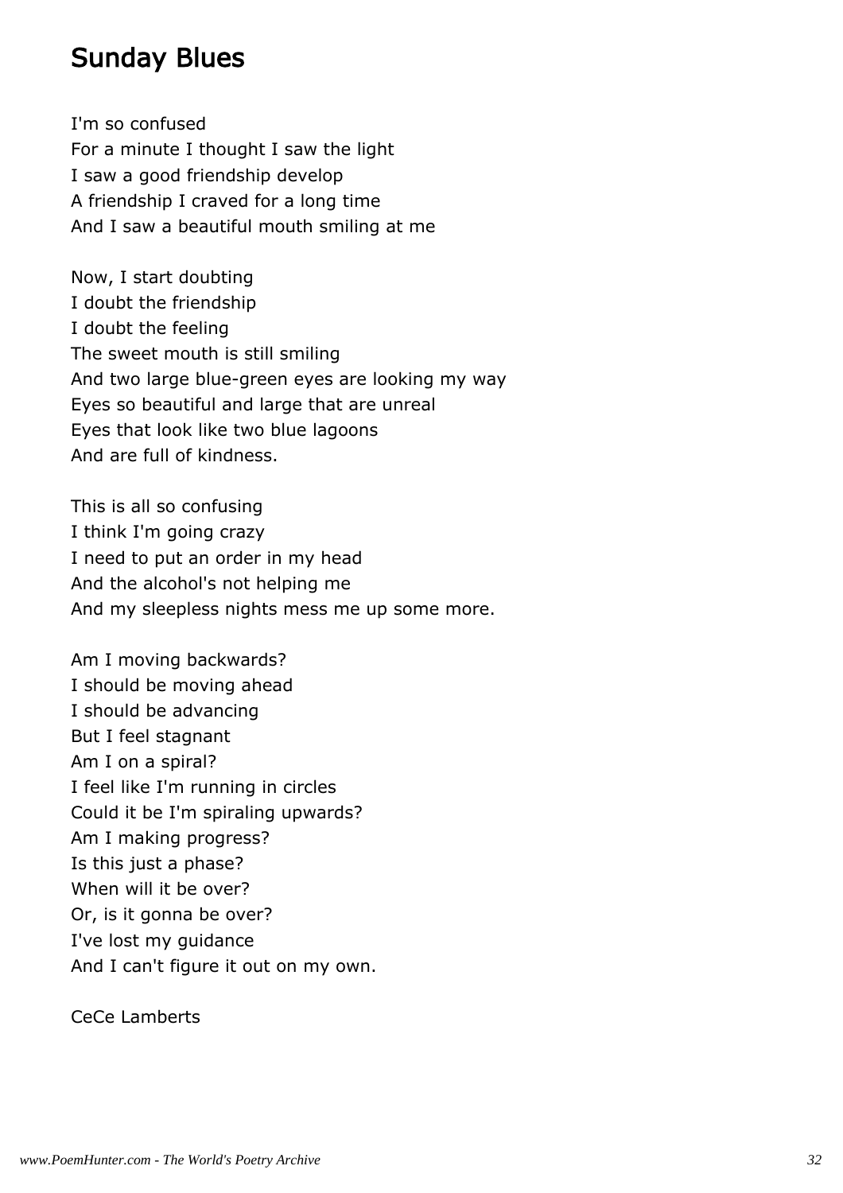## Sunday Blues

I'm so confused  
For a minute I thought I saw the light  
I saw a good friendship develop  
A friendship I craved for a long time  
And I saw a beautiful mouth smiling at me

Now, I start doubting  
I doubt the friendship  
I doubt the feeling  
The sweet mouth is still smiling  
And two large blue-green eyes are looking my way  
Eyes so beautiful and large that are unreal  
Eyes that look like two blue lagoons  
And are full of kindness.

This is all so confusing  
I think I'm going crazy  
I need to put an order in my head  
And the alcohol's not helping me  
And my sleepless nights mess me up some more.

Am I moving backwards?  
I should be moving ahead  
I should be advancing  
But I feel stagnant  
Am I on a spiral?  
I feel like I'm running in circles  
Could it be I'm spiraling upwards?  
Am I making progress?  
Is this just a phase?  
When will it be over?  
Or, is it gonna be over?  
I've lost my guidance  
And I can't figure it out on my own.

CeCe Lamberts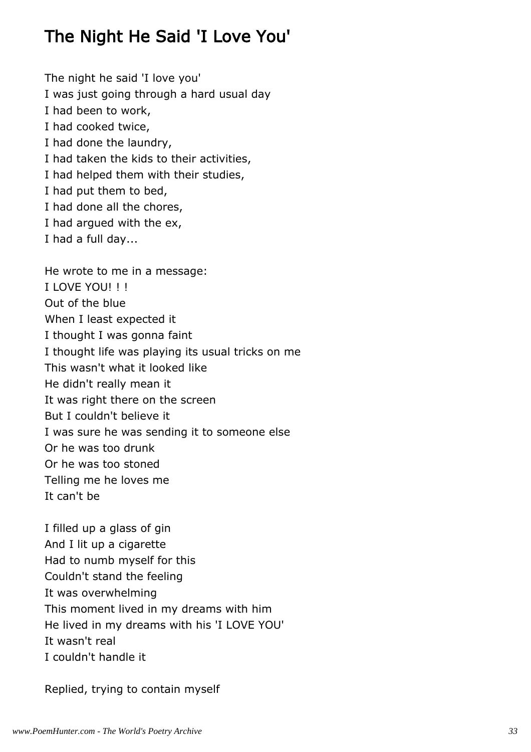# The Night He Said 'I Love You'

The night he said 'I love you'  
I was just going through a hard usual day  
I had been to work,  
I had cooked twice,  
I had done the laundry,  
I had taken the kids to their activities,  
I had helped them with their studies,  
I had put them to bed,  
I had done all the chores,  
I had argued with the ex,  
I had a full day...

He wrote to me in a message:  
I LOVE YOU! ! !  
Out of the blue  
When I least expected it  
I thought I was gonna faint  
I thought life was playing its usual tricks on me  
This wasn't what it looked like  
He didn't really mean it  
It was right there on the screen  
But I couldn't believe it  
I was sure he was sending it to someone else  
Or he was too drunk  
Or he was too stoned  
Telling me he loves me  
It can't be

I filled up a glass of gin  
And I lit up a cigarette  
Had to numb myself for this  
Couldn't stand the feeling  
It was overwhelming  
This moment lived in my dreams with him  
He lived in my dreams with his 'I LOVE YOU'  
It wasn't real  
I couldn't handle it

Replied, trying to contain myself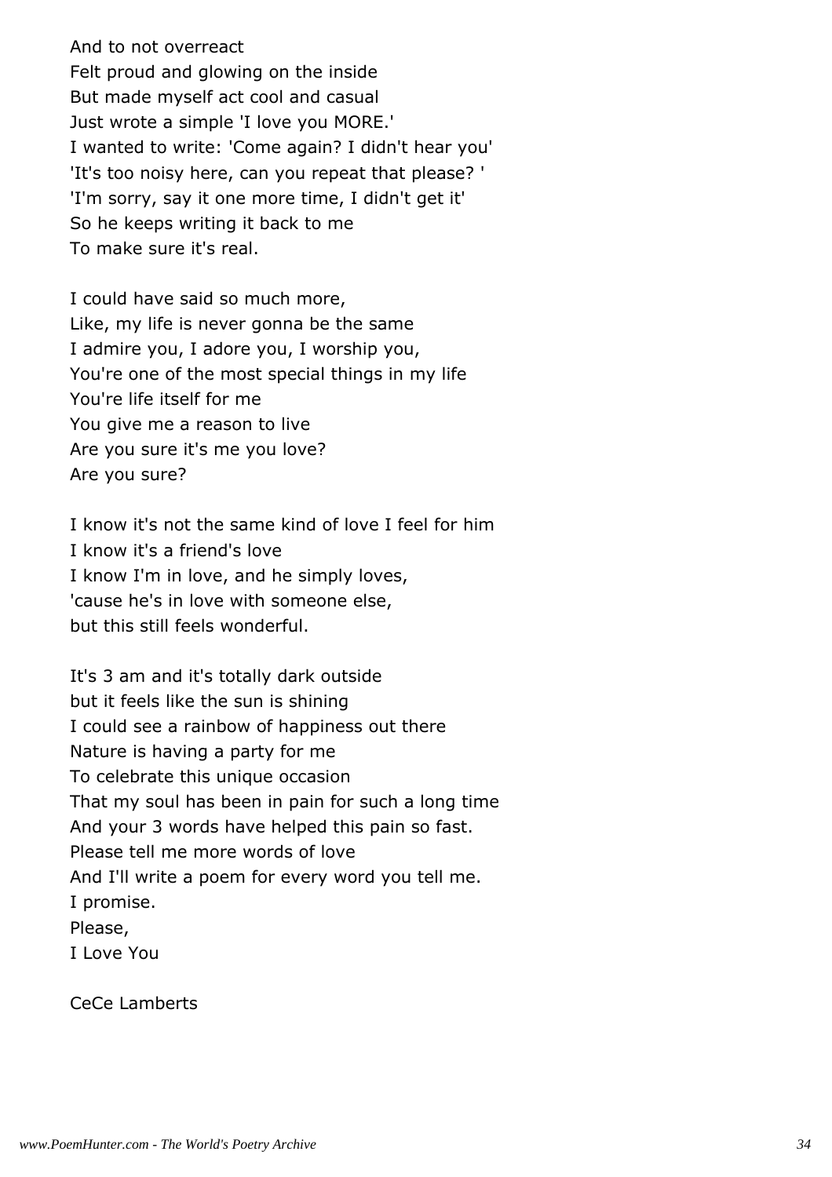And to not overreact
Felt proud and glowing on the inside
But made myself act cool and casual
Just wrote a simple 'I love you MORE.'
I wanted to write: 'Come again? I didn't hear you'
'It's too noisy here, can you repeat that please? '
'I'm sorry, say it one more time, I didn't get it'
So he keeps writing it back to me
To make sure it's real.

I could have said so much more,
Like, my life is never gonna be the same
I admire you, I adore you, I worship you,
You're one of the most special things in my life
You're life itself for me
You give me a reason to live
Are you sure it's me you love?
Are you sure?

I know it's not the same kind of love I feel for him
I know it's a friend's love
I know I'm in love, and he simply loves,
'cause he's in love with someone else,
but this still feels wonderful.

It's 3 am and it's totally dark outside
but it feels like the sun is shining
I could see a rainbow of happiness out there
Nature is having a party for me
To celebrate this unique occasion
That my soul has been in pain for such a long time
And your 3 words have helped this pain so fast.
Please tell me more words of love
And I'll write a poem for every word you tell me.
I promise.
Please,
I Love You

CeCe Lamberts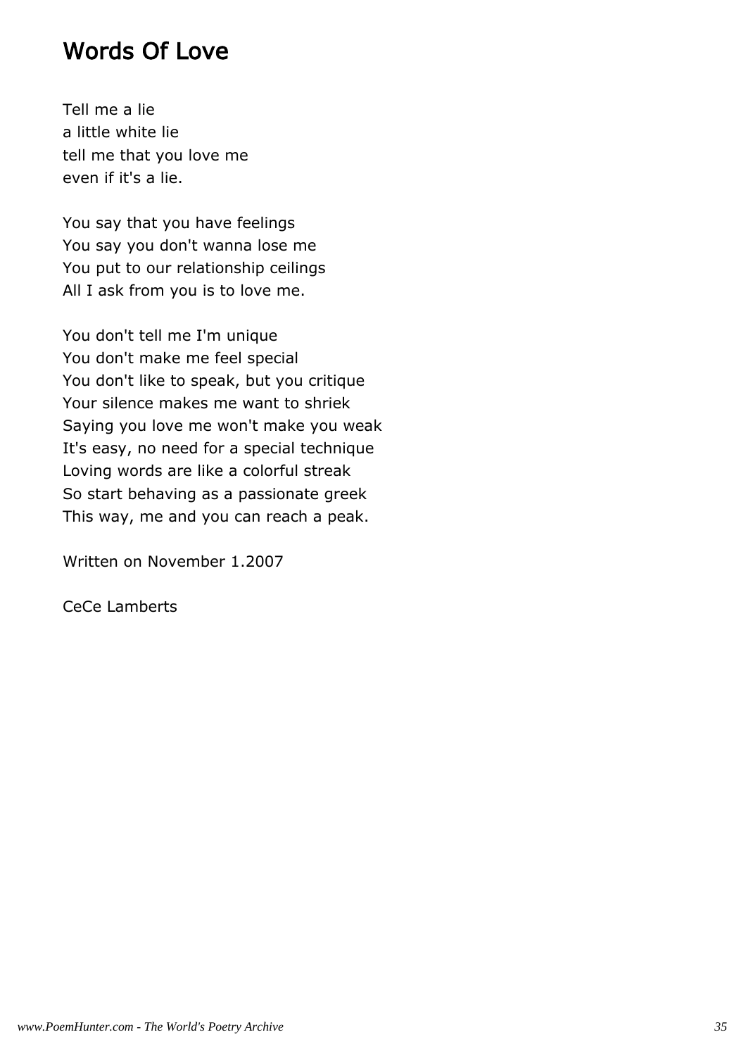# Words Of Love

Tell me a lie
a little white lie
tell me that you love me
even if it's a lie.

You say that you have feelings
You say you don't wanna lose me
You put to our relationship ceilings
All I ask from you is to love me.

You don't tell me I'm unique
You don't make me feel special
You don't like to speak, but you critique
Your silence makes me want to shriek
Saying you love me won't make you weak
It's easy, no need for a special technique
Loving words are like a colorful streak
So start behaving as a passionate greek
This way, me and you can reach a peak.

Written on November 1.2007

CeCe Lamberts